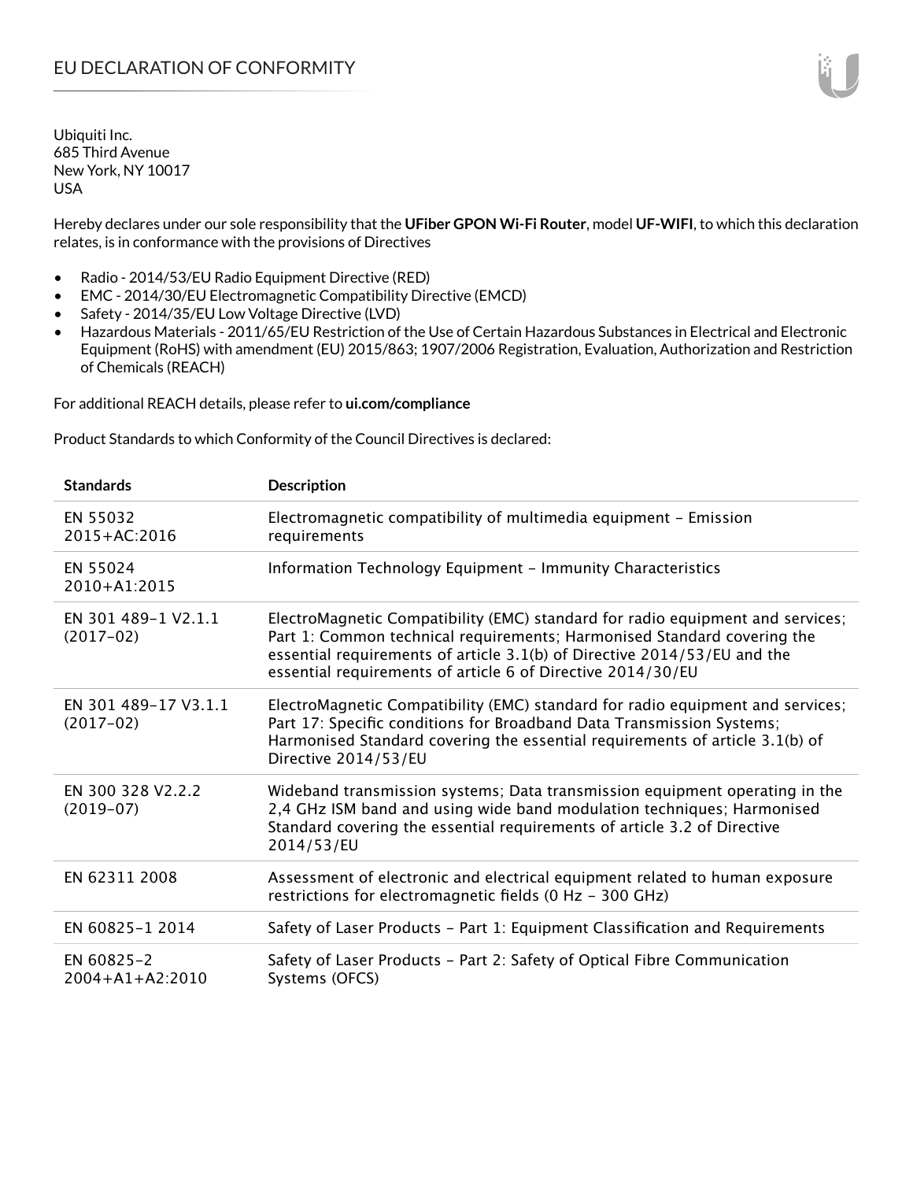# EU DECLARATION OF CONFORMITY

Ubiquiti Inc.
685 Third Avenue
New York, NY 10017
USA

Hereby declares under our sole responsibility that the **UFiber GPON Wi-Fi Router**, model **UF-WIFI**, to which this declaration relates, is in conformance with the provisions of Directives

- Radio - 2014/53/EU Radio Equipment Directive (RED)
- EMC - 2014/30/EU Electromagnetic Compatibility Directive (EMCD)
- Safety - 2014/35/EU Low Voltage Directive (LVD)
- Hazardous Materials - 2011/65/EU Restriction of the Use of Certain Hazardous Substances in Electrical and Electronic Equipment (RoHS) with amendment (EU) 2015/863; 1907/2006 Registration, Evaluation, Authorization and Restriction of Chemicals (REACH)

For additional REACH details, please refer to **ui.com/compliance**

Product Standards to which Conformity of the Council Directives is declared:

| Standards | Description |
|---|---|
| EN 55032 2015+AC:2016 | Electromagnetic compatibility of multimedia equipment – Emission requirements |
| EN 55024 2010+A1:2015 | Information Technology Equipment – Immunity Characteristics |
| EN 301 489-1 V2.1.1 (2017-02) | ElectroMagnetic Compatibility (EMC) standard for radio equipment and services; Part 1: Common technical requirements; Harmonised Standard covering the essential requirements of article 3.1(b) of Directive 2014/53/EU and the essential requirements of article 6 of Directive 2014/30/EU |
| EN 301 489-17 V3.1.1 (2017-02) | ElectroMagnetic Compatibility (EMC) standard for radio equipment and services; Part 17: Specific conditions for Broadband Data Transmission Systems; Harmonised Standard covering the essential requirements of article 3.1(b) of Directive 2014/53/EU |
| EN 300 328 V2.2.2 (2019-07) | Wideband transmission systems; Data transmission equipment operating in the 2,4 GHz ISM band and using wide band modulation techniques; Harmonised Standard covering the essential requirements of article 3.2 of Directive 2014/53/EU |
| EN 62311 2008 | Assessment of electronic and electrical equipment related to human exposure restrictions for electromagnetic fields (0 Hz – 300 GHz) |
| EN 60825-1 2014 | Safety of Laser Products – Part 1: Equipment Classification and Requirements |
| EN 60825-2 2004+A1+A2:2010 | Safety of Laser Products – Part 2: Safety of Optical Fibre Communication Systems (OFCS) |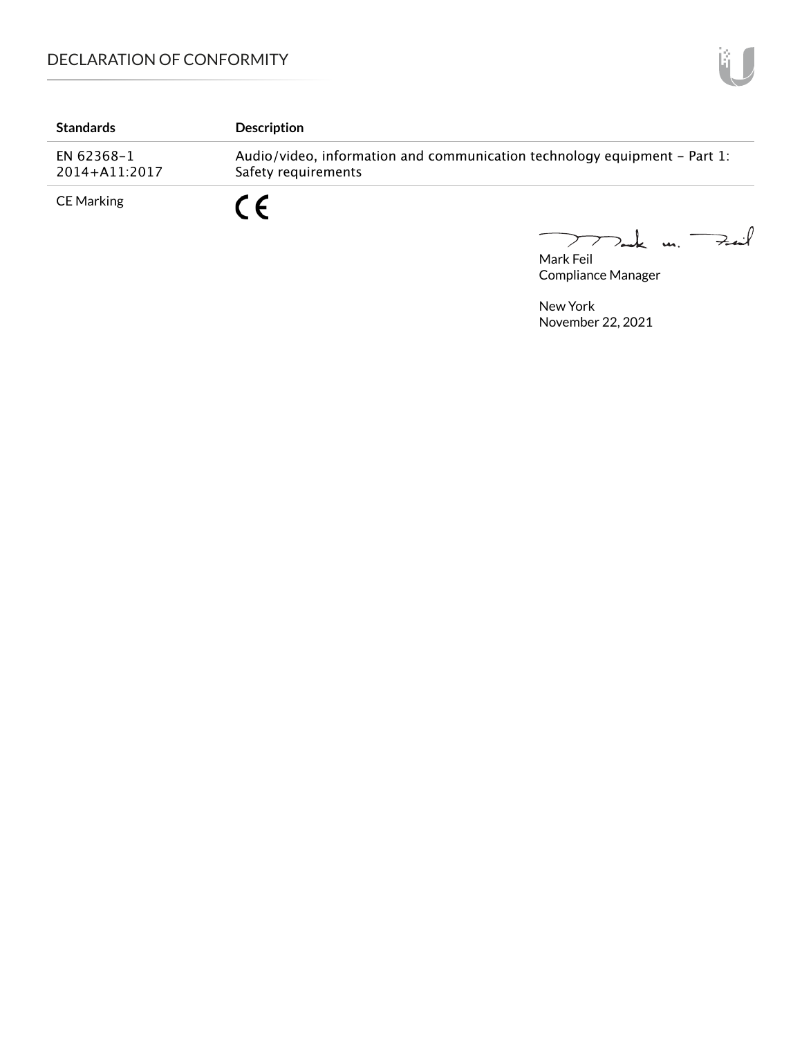| Standards | Description |
| --- | --- |
| EN 62368-1 2014+A11:2017 | Audio/video, information and communication technology equipment – Part 1: Safety requirements |
| CE Marking | CE |

Mark Feil
Compliance Manager

New York
November 22, 2021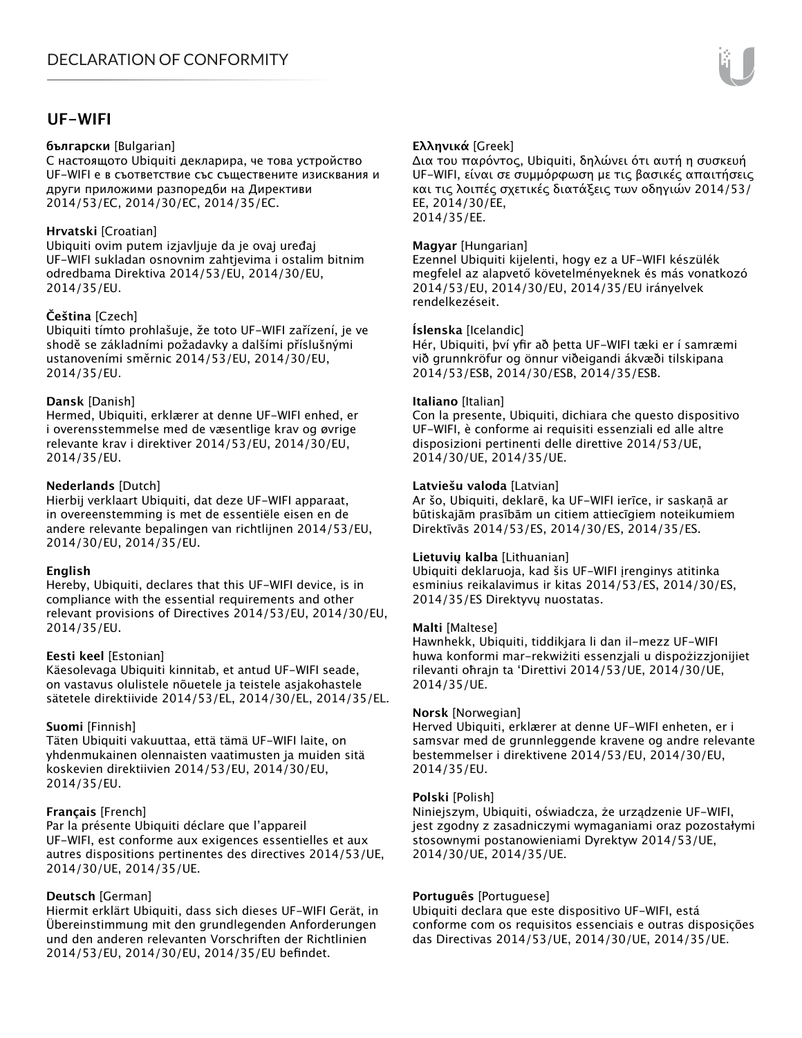# UF-WIFI

**български** [Bulgarian]
С настоящото Ubiquiti декларира, че това устройство UF-WIFI е в съответствие със съществените изисквания и други приложими разпоредби на Директиви 2014/53/EC, 2014/30/EC, 2014/35/EC.

**Hrvatski** [Croatian]
Ubiquiti ovim putem izjavljuje da je ovaj uređaj UF-WIFI sukladan osnovnim zahtjevima i ostalim bitnim odredbama Direktiva 2014/53/EU, 2014/30/EU, 2014/35/EU.

**Čeština** [Czech]
Ubiquiti tímto prohlašuje, že toto UF-WIFI zařízení, je ve shodě se základními požadavky a dalšími příslušnými ustanoveními směrnic 2014/53/EU, 2014/30/EU, 2014/35/EU.

**Dansk** [Danish]
Hermed, Ubiquiti, erklærer at denne UF-WIFI enhed, er i overensstemmelse med de væsentlige krav og øvrige relevante krav i direktiver 2014/53/EU, 2014/30/EU, 2014/35/EU.

**Nederlands** [Dutch]
Hierbij verklaart Ubiquiti, dat deze UF-WIFI apparaat, in overeenstemming is met de essentiële eisen en de andere relevante bepalingen van richtlijnen 2014/53/EU, 2014/30/EU, 2014/35/EU.

**English**
Hereby, Ubiquiti, declares that this UF-WIFI device, is in compliance with the essential requirements and other relevant provisions of Directives 2014/53/EU, 2014/30/EU, 2014/35/EU.

**Eesti keel** [Estonian]
Käesolevaga Ubiquiti kinnitab, et antud UF-WIFI seade, on vastavus olulistele nõuetele ja teistele asjakohastele sätetele direktiivide 2014/53/EL, 2014/30/EL, 2014/35/EL.

**Suomi** [Finnish]
Täten Ubiquiti vakuuttaa, että tämä UF-WIFI laite, on yhdenmukainen olennaisten vaatimusten ja muiden sitä koskevien direktiivien 2014/53/EU, 2014/30/EU, 2014/35/EU.

**Français** [French]
Par la présente Ubiquiti déclare que l'appareil UF-WIFI, est conforme aux exigences essentielles et aux autres dispositions pertinentes des directives 2014/53/UE, 2014/30/UE, 2014/35/UE.

**Deutsch** [German]
Hiermit erklärt Ubiquiti, dass sich dieses UF-WIFI Gerät, in Übereinstimmung mit den grundlegenden Anforderungen und den anderen relevanten Vorschriften der Richtlinien 2014/53/EU, 2014/30/EU, 2014/35/EU befindet.

**Ελληνικά** [Greek]
Δια του παρόντος, Ubiquiti, δηλώνει ότι αυτή η συσκευή UF-WIFI, είναι σε συμμόρφωση με τις βασικές απαιτήσεις και τις λοιπές σχετικές διατάξεις των οδηγιών 2014/53/EE, 2014/30/EE, 2014/35/EE.

**Magyar** [Hungarian]
Ezennel Ubiquiti kijelenti, hogy ez a UF-WIFI készülék megfelel az alapvető követelményeknek és más vonatkozó 2014/53/EU, 2014/30/EU, 2014/35/EU irányelvek rendelkezéseit.

**Íslenska** [Icelandic]
Hér, Ubiquiti, því yfir að þetta UF-WIFI tæki er í samræmi við grunnkröfur og önnur viðeigandi ákvæði tilskipana 2014/53/ESB, 2014/30/ESB, 2014/35/ESB.

**Italiano** [Italian]
Con la presente, Ubiquiti, dichiara che questo dispositivo UF-WIFI, è conforme ai requisiti essenziali ed alle altre disposizioni pertinenti delle direttive 2014/53/UE, 2014/30/UE, 2014/35/UE.

**Latviešu valoda** [Latvian]
Ar šo, Ubiquiti, deklarē, ka UF-WIFI ierīce, ir saskaņā ar būtiskajām prasībām un citiem attiecīgiem noteikumiem Direktīvās 2014/53/ES, 2014/30/ES, 2014/35/ES.

**Lietuvių kalba** [Lithuanian]
Ubiquiti deklaruoja, kad šis UF-WIFI įrenginys atitinka esminius reikalavimus ir kitas 2014/53/ES, 2014/30/ES, 2014/35/ES Direktyvų nuostatas.

**Malti** [Maltese]
Hawnhekk, Ubiquiti, tiddikjara li dan il-mezz UF-WIFI huwa konformi mar-rekwiżiti essenzjali u dispożizzjonijiet rilevanti oħrajn ta 'Direttivi 2014/53/UE, 2014/30/UE, 2014/35/UE.

**Norsk** [Norwegian]
Herved Ubiquiti, erklærer at denne UF-WIFI enheten, er i samsvar med de grunnleggende kravene og andre relevante bestemmelser i direktivene 2014/53/EU, 2014/30/EU, 2014/35/EU.

**Polski** [Polish]
Niniejszym, Ubiquiti, oświadcza, że urządzenie UF-WIFI, jest zgodny z zasadniczymi wymaganiami oraz pozostałymi stosownymi postanowieniami Dyrektyw 2014/53/UE, 2014/30/UE, 2014/35/UE.

**Português** [Portuguese]
Ubiquiti declara que este dispositivo UF-WIFI, está conforme com os requisitos essenciais e outras disposições das Directivas 2014/53/UE, 2014/30/UE, 2014/35/UE.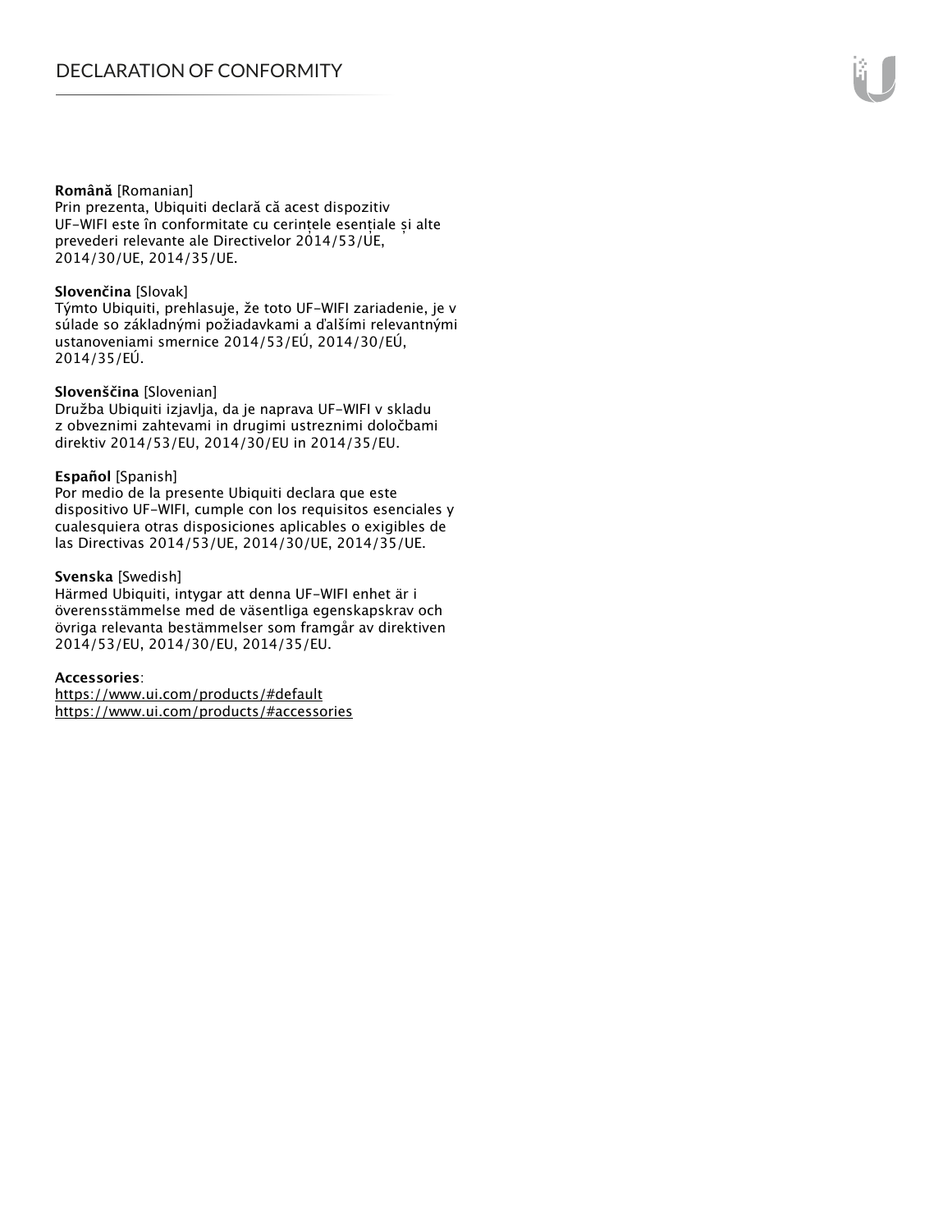**Română** [Romanian]
Prin prezenta, Ubiquiti declară că acest dispozitiv UF-WIFI este în conformitate cu cerințele esențiale și alte prevederi relevante ale Directivelor 2014/53/UE, 2014/30/UE, 2014/35/UE.

**Slovenčina** [Slovak]
Týmto Ubiquiti, prehlasuje, že toto UF-WIFI zariadenie, je v súlade so základnými požiadavkami a ďalšími relevantnými ustanoveniami smernice 2014/53/EÚ, 2014/30/EÚ, 2014/35/EÚ.

**Slovenščina** [Slovenian]
Družba Ubiquiti izjavlja, da je naprava UF-WIFI v skladu z obveznimi zahtevami in drugimi ustreznimi določbami direktiv 2014/53/EU, 2014/30/EU in 2014/35/EU.

**Español** [Spanish]
Por medio de la presente Ubiquiti declara que este dispositivo UF-WIFI, cumple con los requisitos esenciales y cualesquiera otras disposiciones aplicables o exigibles de las Directivas 2014/53/UE, 2014/30/UE, 2014/35/UE.

**Svenska** [Swedish]
Härmed Ubiquiti, intygar att denna UF-WIFI enhet är i överensstämmelse med de väsentliga egenskapskrav och övriga relevanta bestämmelser som framgår av direktiven 2014/53/EU, 2014/30/EU, 2014/35/EU.

**Accessories**:
https://www.ui.com/products/#default
https://www.ui.com/products/#accessories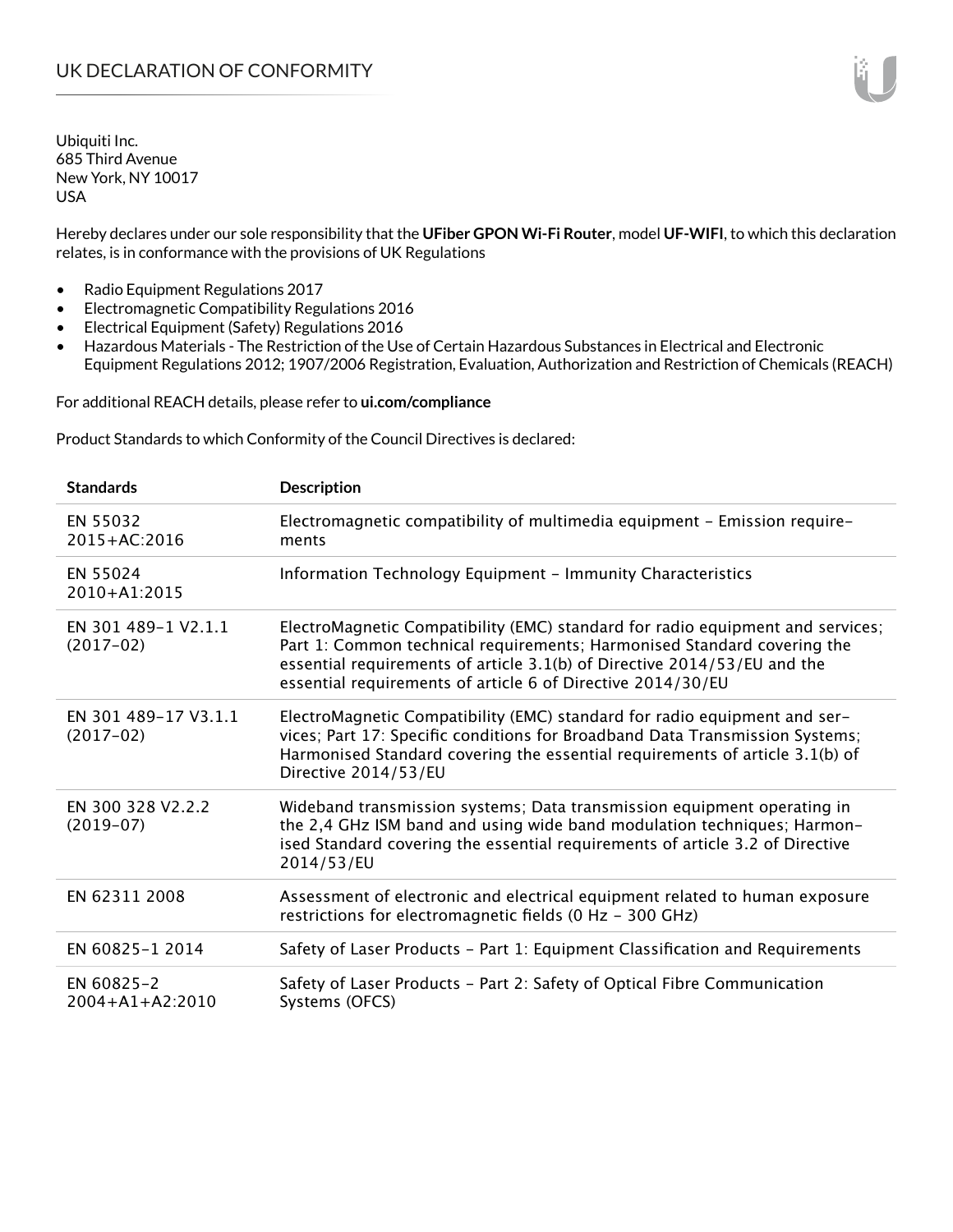# UK DECLARATION OF CONFORMITY

Ubiquiti Inc.
685 Third Avenue
New York, NY 10017
USA

Hereby declares under our sole responsibility that the **UFiber GPON Wi-Fi Router**, model **UF-WIFI**, to which this declaration relates, is in conformance with the provisions of UK Regulations

- Radio Equipment Regulations 2017
- Electromagnetic Compatibility Regulations 2016
- Electrical Equipment (Safety) Regulations 2016
- Hazardous Materials - The Restriction of the Use of Certain Hazardous Substances in Electrical and Electronic Equipment Regulations 2012; 1907/2006 Registration, Evaluation, Authorization and Restriction of Chemicals (REACH)

For additional REACH details, please refer to **ui.com/compliance**

Product Standards to which Conformity of the Council Directives is declared:

| Standards | Description |
| --- | --- |
| EN 55032 2015+AC:2016 | Electromagnetic compatibility of multimedia equipment – Emission requirements |
| EN 55024 2010+A1:2015 | Information Technology Equipment – Immunity Characteristics |
| EN 301 489-1 V2.1.1 (2017-02) | ElectroMagnetic Compatibility (EMC) standard for radio equipment and services; Part 1: Common technical requirements; Harmonised Standard covering the essential requirements of article 3.1(b) of Directive 2014/53/EU and the essential requirements of article 6 of Directive 2014/30/EU |
| EN 301 489-17 V3.1.1 (2017-02) | ElectroMagnetic Compatibility (EMC) standard for radio equipment and services; Part 17: Specific conditions for Broadband Data Transmission Systems; Harmonised Standard covering the essential requirements of article 3.1(b) of Directive 2014/53/EU |
| EN 300 328 V2.2.2 (2019-07) | Wideband transmission systems; Data transmission equipment operating in the 2,4 GHz ISM band and using wide band modulation techniques; Harmonised Standard covering the essential requirements of article 3.2 of Directive 2014/53/EU |
| EN 62311 2008 | Assessment of electronic and electrical equipment related to human exposure restrictions for electromagnetic fields (0 Hz - 300 GHz) |
| EN 60825-1 2014 | Safety of Laser Products – Part 1: Equipment Classification and Requirements |
| EN 60825-2 2004+A1+A2:2010 | Safety of Laser Products – Part 2: Safety of Optical Fibre Communication Systems (OFCS) |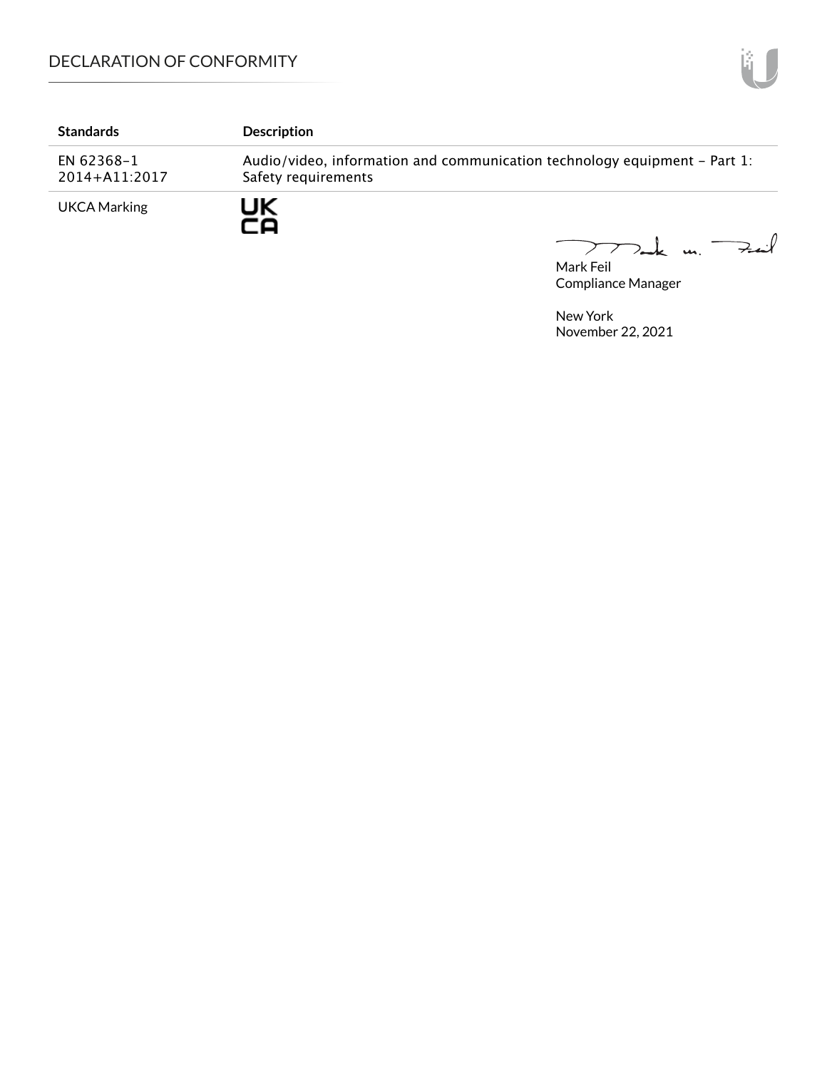| Standards | Description |
|---|---|
| EN 62368-1 2014+A11:2017 | Audio/video, information and communication technology equipment – Part 1: Safety requirements |
| UKCA Marking | UK CA |

Mark Feil
Compliance Manager

New York
November 22, 2021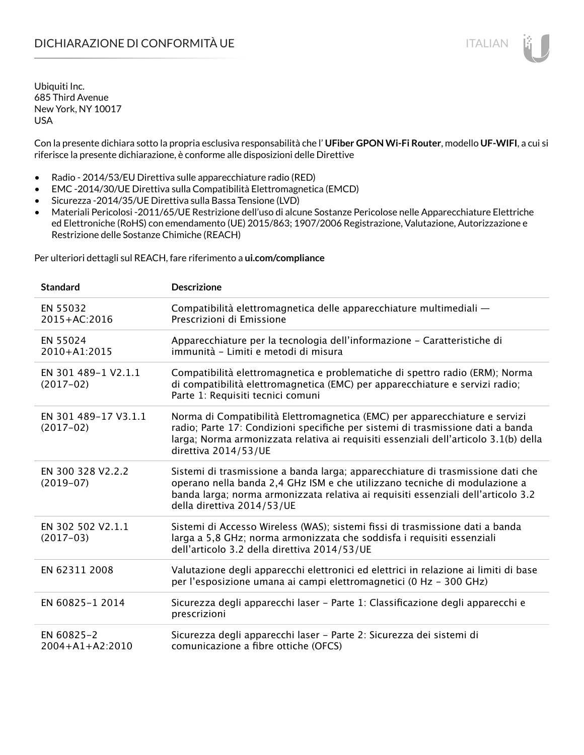# DICHIARAZIONE DI CONFORMITÀ UE

Ubiquiti Inc.
685 Third Avenue
New York, NY 10017
USA

Con la presente dichiara sotto la propria esclusiva responsabilità che l' **UFiber GPON Wi-Fi Router**, modello **UF-WIFI**, a cui si riferisce la presente dichiarazione, è conforme alle disposizioni delle Direttive

- Radio - 2014/53/EU Direttiva sulle apparecchiature radio (RED)
- EMC -2014/30/UE Direttiva sulla Compatibilità Elettromagnetica (EMCD)
- Sicurezza -2014/35/UE Direttiva sulla Bassa Tensione (LVD)
- Materiali Pericolosi -2011/65/UE Restrizione dell'uso di alcune Sostanze Pericolose nelle Apparecchiature Elettriche ed Elettroniche (RoHS) con emendamento (UE) 2015/863; 1907/2006 Registrazione, Valutazione, Autorizzazione e Restrizione delle Sostanze Chimiche (REACH)

Per ulteriori dettagli sul REACH, fare riferimento a **ui.com/compliance**

| Standard | Descrizione |
|---|---|
| EN 55032 2015+AC:2016 | Compatibilità elettromagnetica delle apparecchiature multimediali — Prescrizioni di Emissione |
| EN 55024 2010+A1:2015 | Apparecchiature per la tecnologia dell'informazione - Caratteristiche di immunità - Limiti e metodi di misura |
| EN 301 489-1 V2.1.1 (2017-02) | Compatibilità elettromagnetica e problematiche di spettro radio (ERM); Norma di compatibilità elettromagnetica (EMC) per apparecchiature e servizi radio; Parte 1: Requisiti tecnici comuni |
| EN 301 489-17 V3.1.1 (2017-02) | Norma di Compatibilità Elettromagnetica (EMC) per apparecchiature e servizi radio; Parte 17: Condizioni specifiche per sistemi di trasmissione dati a banda larga; Norma armonizzata relativa ai requisiti essenziali dell'articolo 3.1(b) della direttiva 2014/53/UE |
| EN 300 328 V2.2.2 (2019-07) | Sistemi di trasmissione a banda larga; apparecchiature di trasmissione dati che operano nella banda 2,4 GHz ISM e che utilizzano tecniche di modulazione a banda larga; norma armonizzata relativa ai requisiti essenziali dell'articolo 3.2 della direttiva 2014/53/UE |
| EN 302 502 V2.1.1 (2017-03) | Sistemi di Accesso Wireless (WAS); sistemi fissi di trasmissione dati a banda larga a 5,8 GHz; norma armonizzata che soddisfa i requisiti essenziali dell'articolo 3.2 della direttiva 2014/53/UE |
| EN 62311 2008 | Valutazione degli apparecchi elettronici ed elettrici in relazione ai limiti di base per l'esposizione umana ai campi elettromagnetici (0 Hz - 300 GHz) |
| EN 60825-1 2014 | Sicurezza degli apparecchi laser - Parte 1: Classificazione degli apparecchi e prescrizioni |
| EN 60825-2 2004+A1+A2:2010 | Sicurezza degli apparecchi laser - Parte 2: Sicurezza dei sistemi di comunicazione a fibre ottiche (OFCS) |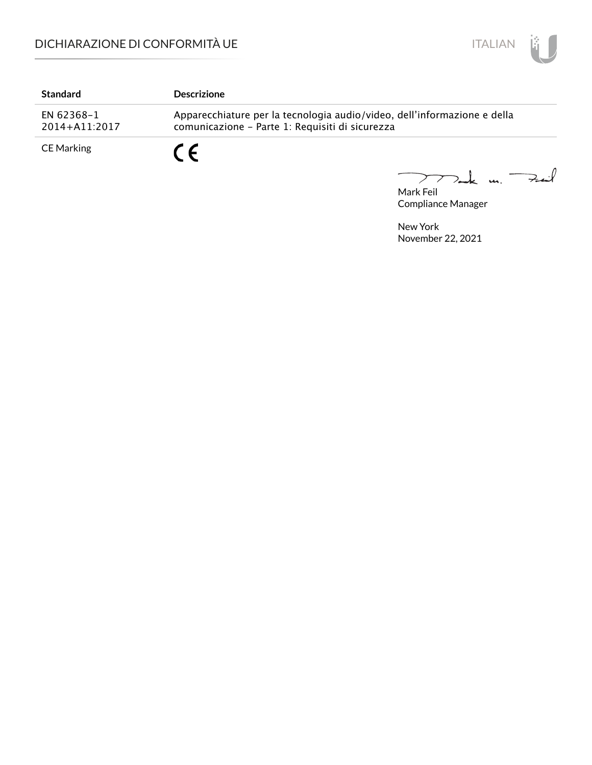| Standard | Descrizione |
| --- | --- |
| EN 62368-1 2014+A11:2017 | Apparecchiature per la tecnologia audio/video, dell'informazione e della comunicazione - Parte 1: Requisiti di sicurezza |
| CE Marking | CE |

Mark Feil
Compliance Manager

New York
November 22, 2021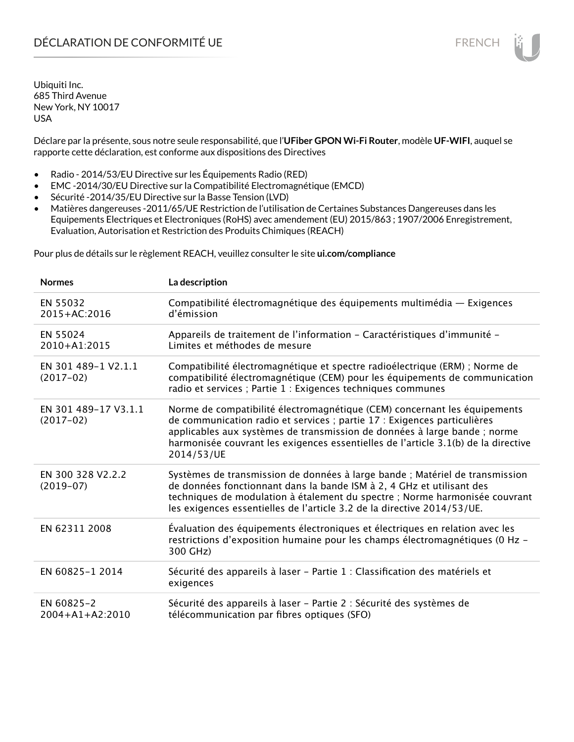# DÉCLARATION DE CONFORMITÉ UE

Ubiquiti Inc.
685 Third Avenue
New York, NY 10017
USA

Déclare par la présente, sous notre seule responsabilité, que l'**UFiber GPON Wi-Fi Router**, modèle **UF-WIFI**, auquel se rapporte cette déclaration, est conforme aux dispositions des Directives

- Radio - 2014/53/EU Directive sur les Équipements Radio (RED)
- EMC -2014/30/EU Directive sur la Compatibilité Electromagnétique (EMCD)
- Sécurité -2014/35/EU Directive sur la Basse Tension (LVD)
- Matières dangereuses -2011/65/UE Restriction de l'utilisation de Certaines Substances Dangereuses dans les Equipements Electriques et Electroniques (RoHS) avec amendement (EU) 2015/863 ; 1907/2006 Enregistrement, Evaluation, Autorisation et Restriction des Produits Chimiques (REACH)

Pour plus de détails sur le règlement REACH, veuillez consulter le site **ui.com/compliance**

| Normes | La description |
|---|---|
| EN 55032 2015+AC:2016 | Compatibilité électromagnétique des équipements multimédia — Exigences d'émission |
| EN 55024 2010+A1:2015 | Appareils de traitement de l'information – Caractéristiques d'immunité – Limites et méthodes de mesure |
| EN 301 489-1 V2.1.1 (2017-02) | Compatibilité électromagnétique et spectre radioélectrique (ERM) ; Norme de compatibilité électromagnétique (CEM) pour les équipements de communication radio et services ; Partie 1 : Exigences techniques communes |
| EN 301 489-17 V3.1.1 (2017-02) | Norme de compatibilité électromagnétique (CEM) concernant les équipements de communication radio et services ; partie 17 : Exigences particulières applicables aux systèmes de transmission de données à large bande ; norme harmonisée couvrant les exigences essentielles de l'article 3.1(b) de la directive 2014/53/UE |
| EN 300 328 V2.2.2 (2019-07) | Systèmes de transmission de données à large bande ; Matériel de transmission de données fonctionnant dans la bande ISM à 2, 4 GHz et utilisant des techniques de modulation à étalement du spectre ; Norme harmonisée couvrant les exigences essentielles de l'article 3.2 de la directive 2014/53/UE. |
| EN 62311 2008 | Évaluation des équipements électroniques et électriques en relation avec les restrictions d'exposition humaine pour les champs électromagnétiques (0 Hz – 300 GHz) |
| EN 60825-1 2014 | Sécurité des appareils à laser – Partie 1 : Classification des matériels et exigences |
| EN 60825-2 2004+A1+A2:2010 | Sécurité des appareils à laser – Partie 2 : Sécurité des systèmes de télécommunication par fibres optiques (SFO) |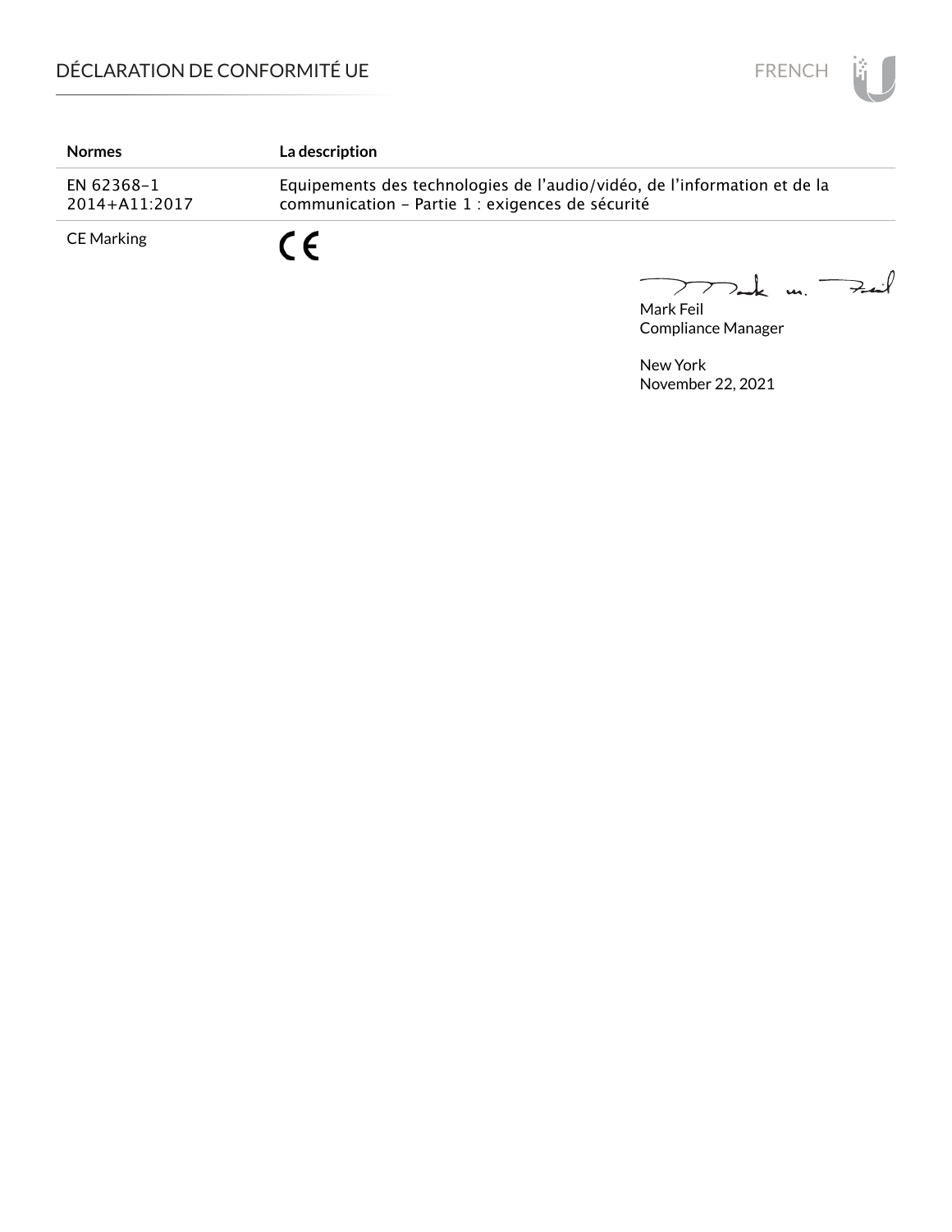# DÉCLARATION DE CONFORMITÉ UE

| Normes | La description |
|---|---|
| EN 62368-1 2014+A11:2017 | Equipements des technologies de l'audio/vidéo, de l'information et de la communication - Partie 1 : exigences de sécurité |
| CE Marking | CE |

Mark Feil
Compliance Manager

New York
November 22, 2021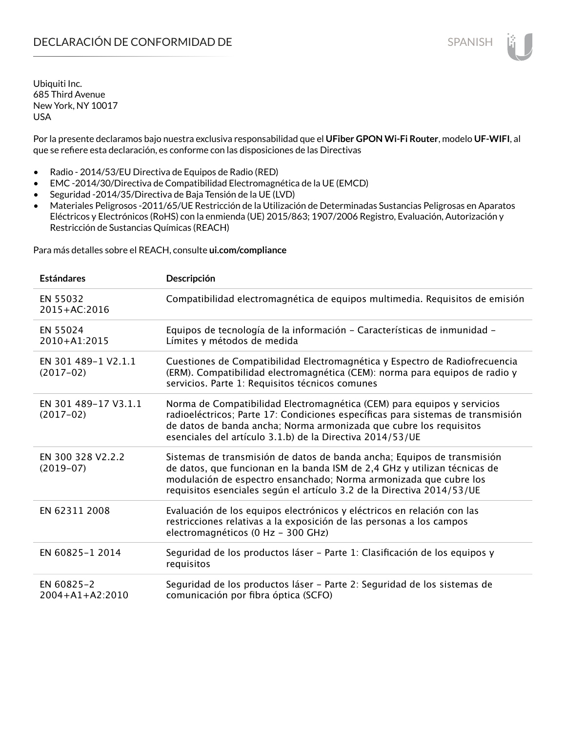# DECLARACIÓN DE CONFORMIDAD DE

Ubiquiti Inc.
685 Third Avenue
New York, NY 10017
USA

Por la presente declaramos bajo nuestra exclusiva responsabilidad que el **UFiber GPON Wi-Fi Router**, modelo **UF-WIFI**, al que se refiere esta declaración, es conforme con las disposiciones de las Directivas

- Radio - 2014/53/EU Directiva de Equipos de Radio (RED)
- EMC -2014/30/Directiva de Compatibilidad Electromagnética de la UE (EMCD)
- Seguridad -2014/35/Directiva de Baja Tensión de la UE (LVD)
- Materiales Peligrosos -2011/65/UE Restricción de la Utilización de Determinadas Sustancias Peligrosas en Aparatos Eléctricos y Electrónicos (RoHS) con la enmienda (UE) 2015/863; 1907/2006 Registro, Evaluación, Autorización y Restricción de Sustancias Químicas (REACH)

Para más detalles sobre el REACH, consulte **ui.com/compliance**

| Estándares | Descripción |
|---|---|
| EN 55032 2015+AC:2016 | Compatibilidad electromagnética de equipos multimedia. Requisitos de emisión |
| EN 55024 2010+A1:2015 | Equipos de tecnología de la información – Características de inmunidad – Límites y métodos de medida |
| EN 301 489-1 V2.1.1 (2017-02) | Cuestiones de Compatibilidad Electromagnética y Espectro de Radiofrecuencia (ERM). Compatibilidad electromagnética (CEM): norma para equipos de radio y servicios. Parte 1: Requisitos técnicos comunes |
| EN 301 489-17 V3.1.1 (2017-02) | Norma de Compatibilidad Electromagnética (CEM) para equipos y servicios radioeléctricos; Parte 17: Condiciones específicas para sistemas de transmisión de datos de banda ancha; Norma armonizada que cubre los requisitos esenciales del artículo 3.1.b) de la Directiva 2014/53/UE |
| EN 300 328 V2.2.2 (2019-07) | Sistemas de transmisión de datos de banda ancha; Equipos de transmisión de datos, que funcionan en la banda ISM de 2,4 GHz y utilizan técnicas de modulación de espectro ensanchado; Norma armonizada que cubre los requisitos esenciales según el artículo 3.2 de la Directiva 2014/53/UE |
| EN 62311 2008 | Evaluación de los equipos electrónicos y eléctricos en relación con las restricciones relativas a la exposición de las personas a los campos electromagnéticos (0 Hz - 300 GHz) |
| EN 60825-1 2014 | Seguridad de los productos láser - Parte 1: Clasificación de los equipos y requisitos |
| EN 60825-2 2004+A1+A2:2010 | Seguridad de los productos láser - Parte 2: Seguridad de los sistemas de comunicación por fibra óptica (SCFO) |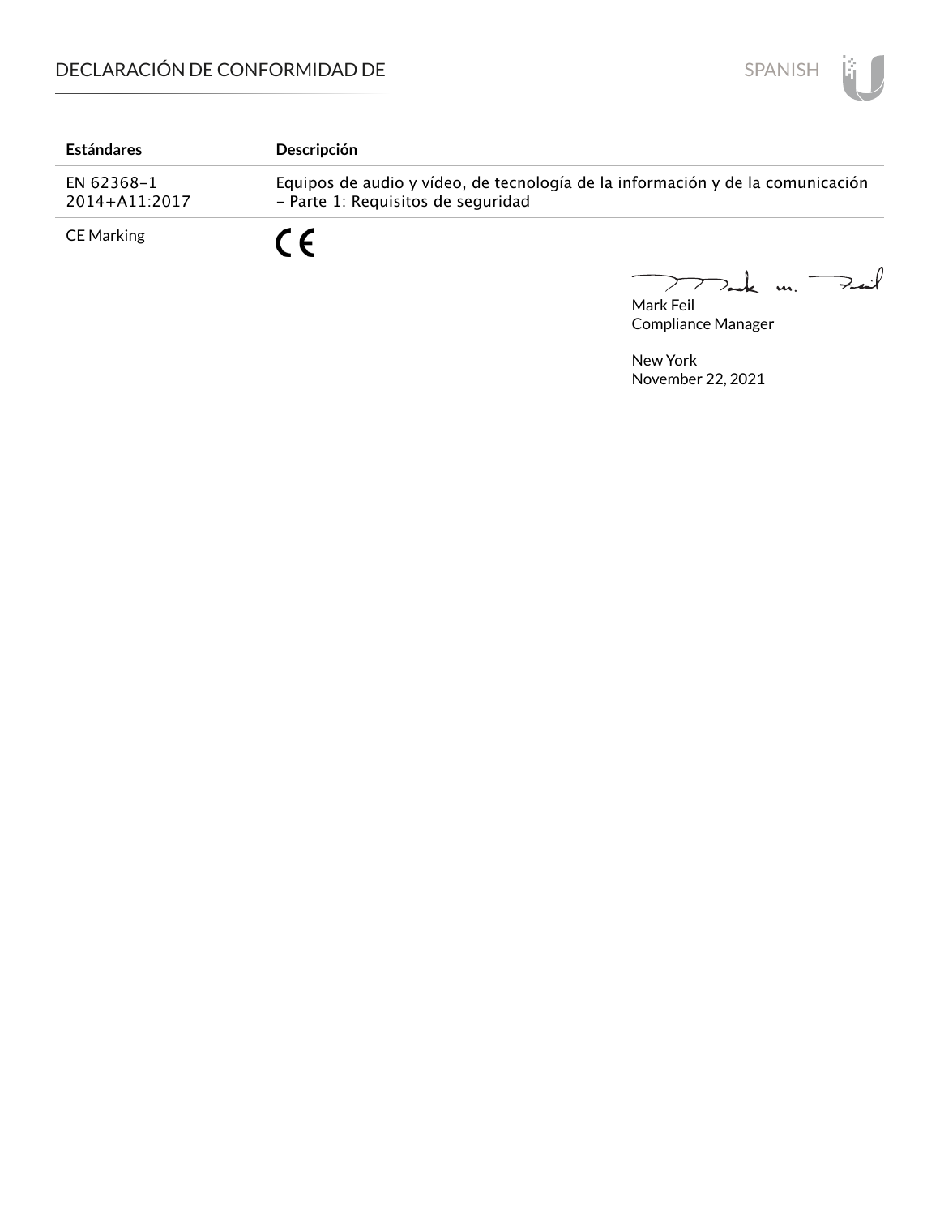| Estándares | Descripción |
|---|---|
| EN 62368-1<br>2014+A11:2017 | Equipos de audio y vídeo, de tecnología de la información y de la comunicación – Parte 1: Requisitos de seguridad |
| CE Marking | CE |

Mark Feil
Compliance Manager

New York
November 22, 2021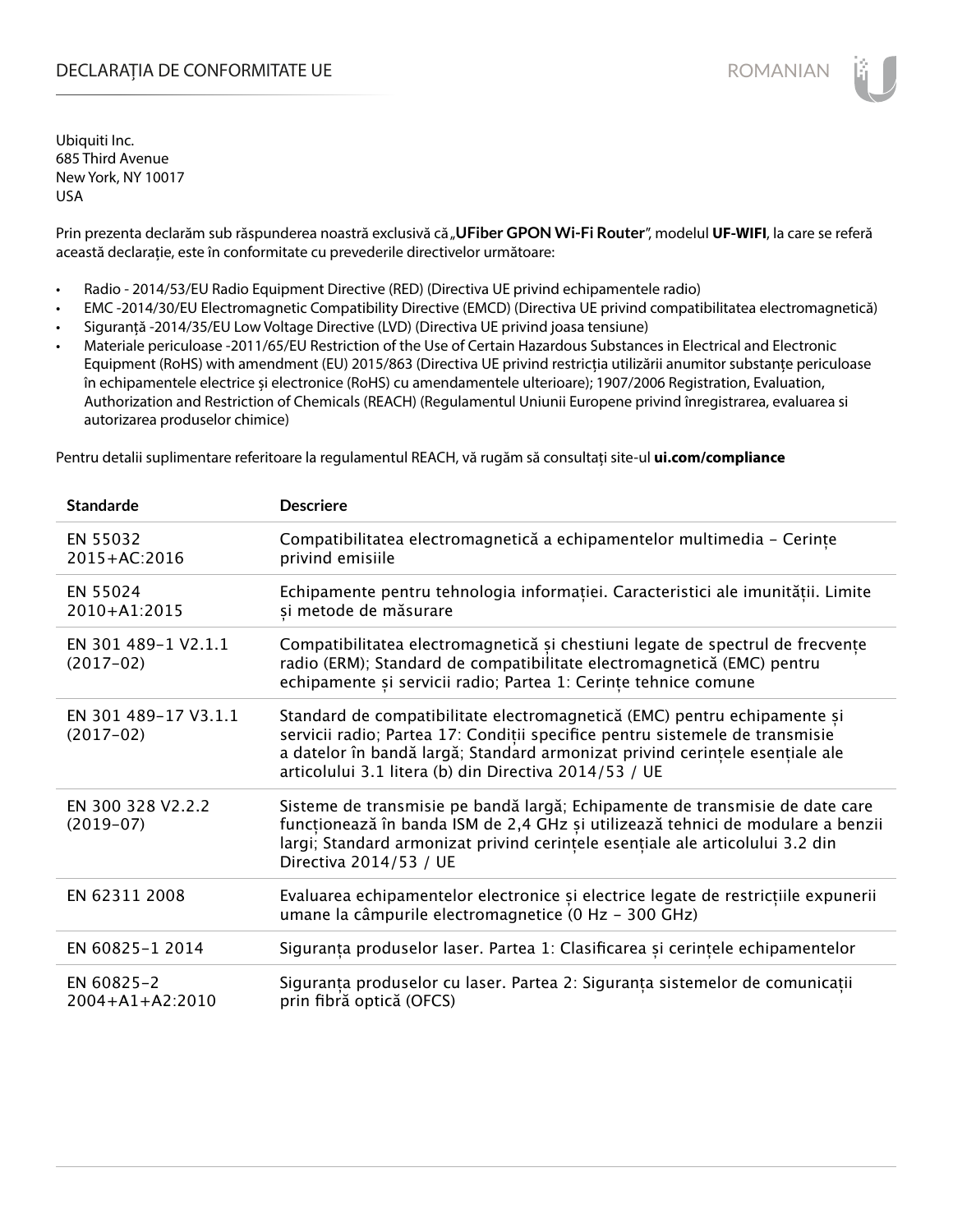# DECLARAȚIA DE CONFORMITATE UE

Ubiquiti Inc.
685 Third Avenue
New York, NY 10017
USA

Prin prezenta declarăm sub răspunderea noastră exclusivă că „**UFiber GPON Wi-Fi Router**", modelul **UF-WIFI**, la care se referă această declarație, este în conformitate cu prevederile directivelor următoare:

- Radio - 2014/53/EU Radio Equipment Directive (RED) (Directiva UE privind echipamentele radio)
- EMC -2014/30/EU Electromagnetic Compatibility Directive (EMCD) (Directiva UE privind compatibilitatea electromagnetică)
- Siguranță -2014/35/EU Low Voltage Directive (LVD) (Directiva UE privind joasa tensiune)
- Materiale periculoase -2011/65/EU Restriction of the Use of Certain Hazardous Substances in Electrical and Electronic Equipment (RoHS) with amendment (EU) 2015/863 (Directiva UE privind restricția utilizării anumitor substanțe periculoase în echipamentele electrice și electronice (RoHS) cu amendamentele ulterioare); 1907/2006 Registration, Evaluation, Authorization and Restriction of Chemicals (REACH) (Regulamentul Uniunii Europene privind înregistrarea, evaluarea si autorizarea produselor chimice)

Pentru detalii suplimentare referitoare la regulamentul REACH, vă rugăm să consultați site-ul **ui.com/compliance**

| Standarde | Descriere |
|---|---|
| EN 55032 2015+AC:2016 | Compatibilitatea electromagnetică a echipamentelor multimedia – Cerințe privind emisiile |
| EN 55024 2010+A1:2015 | Echipamente pentru tehnologia informației. Caracteristici ale imunității. Limite și metode de măsurare |
| EN 301 489-1 V2.1.1 (2017-02) | Compatibilitatea electromagnetică și chestiuni legate de spectrul de frecvențe radio (ERM); Standard de compatibilitate electromagnetică (EMC) pentru echipamente și servicii radio; Partea 1: Cerințe tehnice comune |
| EN 301 489-17 V3.1.1 (2017-02) | Standard de compatibilitate electromagnetică (EMC) pentru echipamente și servicii radio; Partea 17: Condiții specifice pentru sistemele de transmisie a datelor în bandă largă; Standard armonizat privind cerințele esențiale ale articolului 3.1 litera (b) din Directiva 2014/53 / UE |
| EN 300 328 V2.2.2 (2019-07) | Sisteme de transmisie pe bandă largă; Echipamente de transmisie de date care funcționează în banda ISM de 2,4 GHz și utilizează tehnici de modulare a benzii largi; Standard armonizat privind cerințele esențiale ale articolului 3.2 din Directiva 2014/53 / UE |
| EN 62311 2008 | Evaluarea echipamentelor electronice și electrice legate de restricțiile expunerii umane la câmpurile electromagnetice (0 Hz - 300 GHz) |
| EN 60825-1 2014 | Siguranța produselor laser. Partea 1: Clasificarea și cerințele echipamentelor |
| EN 60825-2 2004+A1+A2:2010 | Siguranța produselor cu laser. Partea 2: Siguranța sistemelor de comunicații prin fibră optică (OFCS) |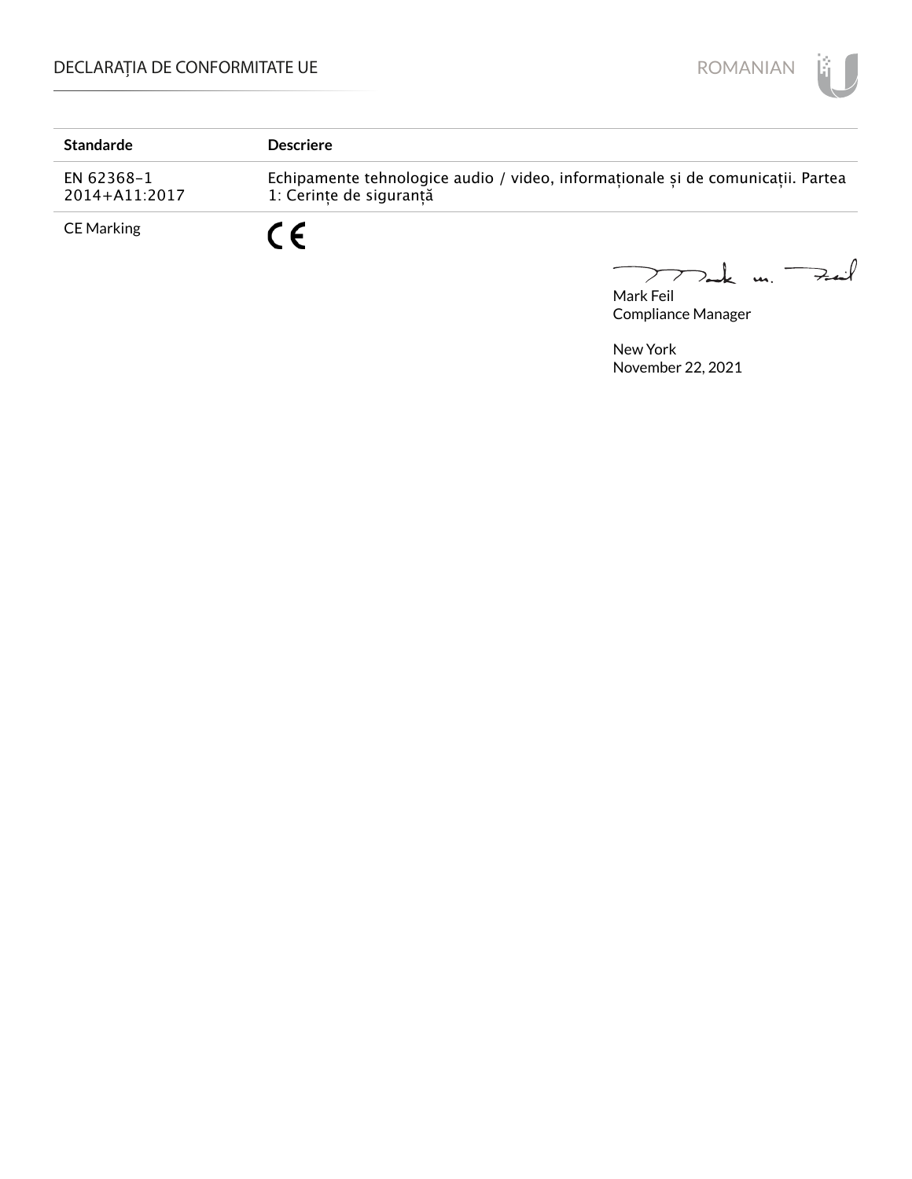| Standarde | Descriere |
| --- | --- |
| EN 62368-1 2014+A11:2017 | Echipamente tehnologice audio / video, informaționale și de comunicații. Partea 1: Cerințe de siguranță |
| CE Marking | CE |

Mark Feil
Compliance Manager

New York
November 22, 2021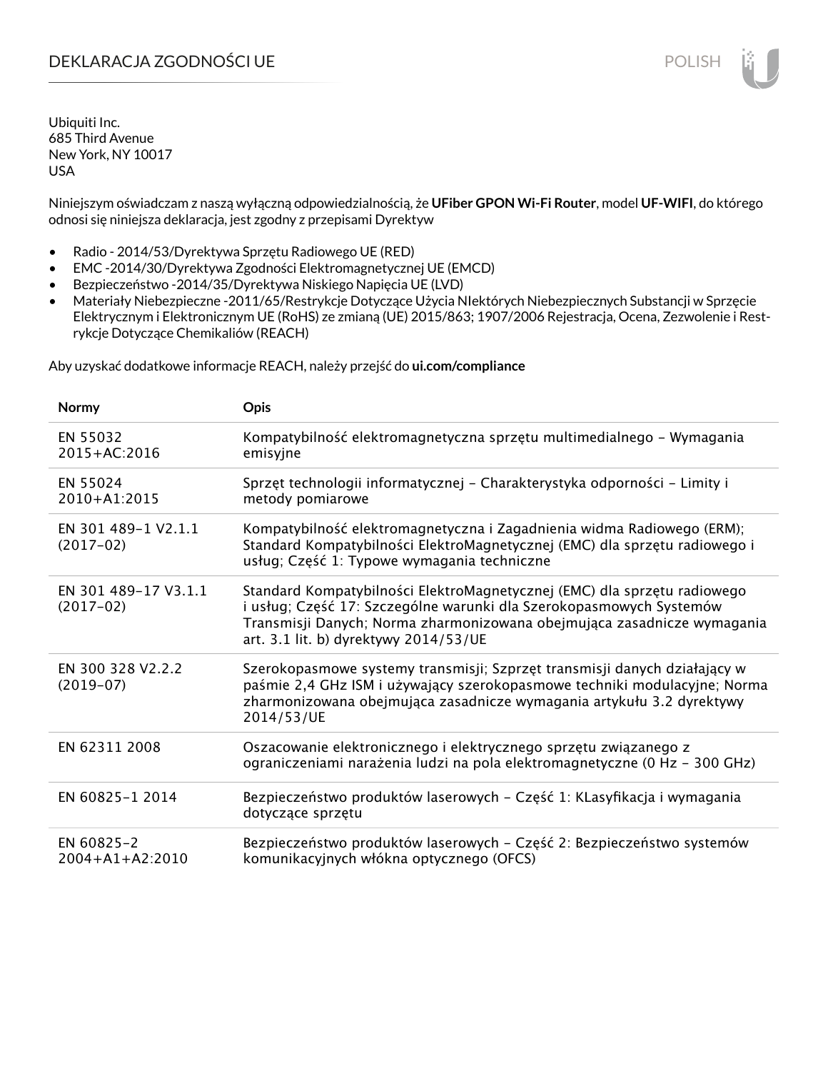# DEKLARACJA ZGODNOŚCI UE

Ubiquiti Inc.
685 Third Avenue
New York, NY 10017
USA

Niniejszym oświadczam z naszą wyłączną odpowiedzialnością, że **UFiber GPON Wi-Fi Router**, model **UF-WIFI**, do którego odnosi się niniejsza deklaracja, jest zgodny z przepisami Dyrektyw

- Radio - 2014/53/Dyrektywa Sprzętu Radiowego UE (RED)
- EMC -2014/30/Dyrektywa Zgodności Elektromagnetycznej UE (EMCD)
- Bezpieczeństwo -2014/35/Dyrektywa Niskiego Napięcia UE (LVD)
- Materiały Niebezpieczne -2011/65/Restrykcje Dotyczące Użycia NIektórych Niebezpiecznych Substancji w Sprzęcie Elektrycznym i Elektronicznym UE (RoHS) ze zmianą (UE) 2015/863; 1907/2006 Rejestracja, Ocena, Zezwolenie i Restrykcje Dotyczące Chemikaliów (REACH)

Aby uzyskać dodatkowe informacje REACH, należy przejść do **ui.com/compliance**

| Normy | Opis |
|---|---|
| EN 55032 2015+AC:2016 | Kompatybilność elektromagnetyczna sprzętu multimedialnego – Wymagania emisyjne |
| EN 55024 2010+A1:2015 | Sprzęt technologii informatycznej – Charakterystyka odporności – Limity i metody pomiarowe |
| EN 301 489-1 V2.1.1 (2017-02) | Kompatybilność elektromagnetyczna i Zagadnienia widma Radiowego (ERM); Standard Kompatybilności ElektroMagnetycznej (EMC) dla sprzętu radiowego i usług; Część 1: Typowe wymagania techniczne |
| EN 301 489-17 V3.1.1 (2017-02) | Standard Kompatybilności ElektroMagnetycznej (EMC) dla sprzętu radiowego i usług; Część 17: Szczególne warunki dla Szerokopasmowych Systemów Transmisji Danych; Norma zharmonizowana obejmująca zasadnicze wymagania art. 3.1 lit. b) dyrektywy 2014/53/UE |
| EN 300 328 V2.2.2 (2019-07) | Szerokopasmowe systemy transmisji; Szprzęt transmisji danych działający w paśmie 2,4 GHz ISM i używający szerokopasmowe techniki modulacyjne; Norma zharmonizowana obejmująca zasadnicze wymagania artykułu 3.2 dyrektywy 2014/53/UE |
| EN 62311 2008 | Oszacowanie elektronicznego i elektrycznego sprzętu związanego z ograniczeniami narażenia ludzi na pola elektromagnetyczne (0 Hz – 300 GHz) |
| EN 60825-1 2014 | Bezpieczeństwo produktów laserowych – Część 1: KLasyfikacja i wymagania dotyczące sprzętu |
| EN 60825-2 2004+A1+A2:2010 | Bezpieczeństwo produktów laserowych – Część 2: Bezpieczeństwo systemów komunikacyjnych włókna optycznego (OFCS) |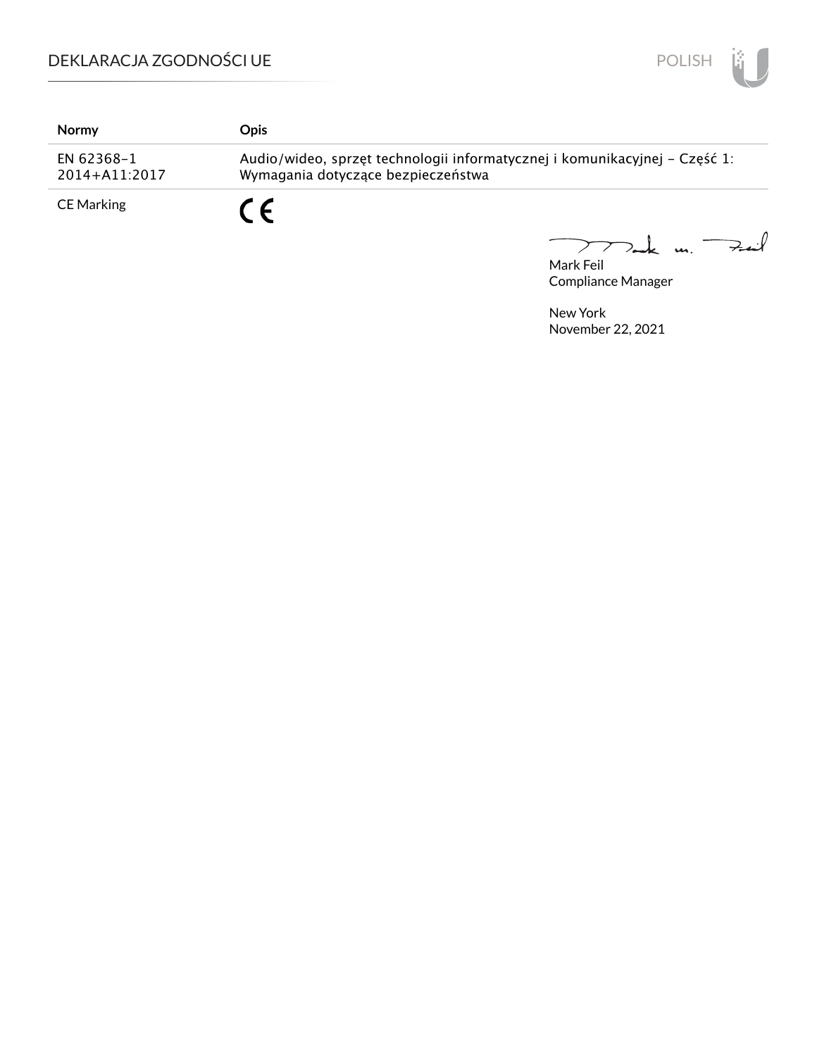| Normy | Opis |
| --- | --- |
| EN 62368-1 2014+A11:2017 | Audio/wideo, sprzęt technologii informatycznej i komunikacyjnej – Część 1: Wymagania dotyczące bezpieczeństwa |
| CE Marking | CE |

Mark Feil
Compliance Manager

New York
November 22, 2021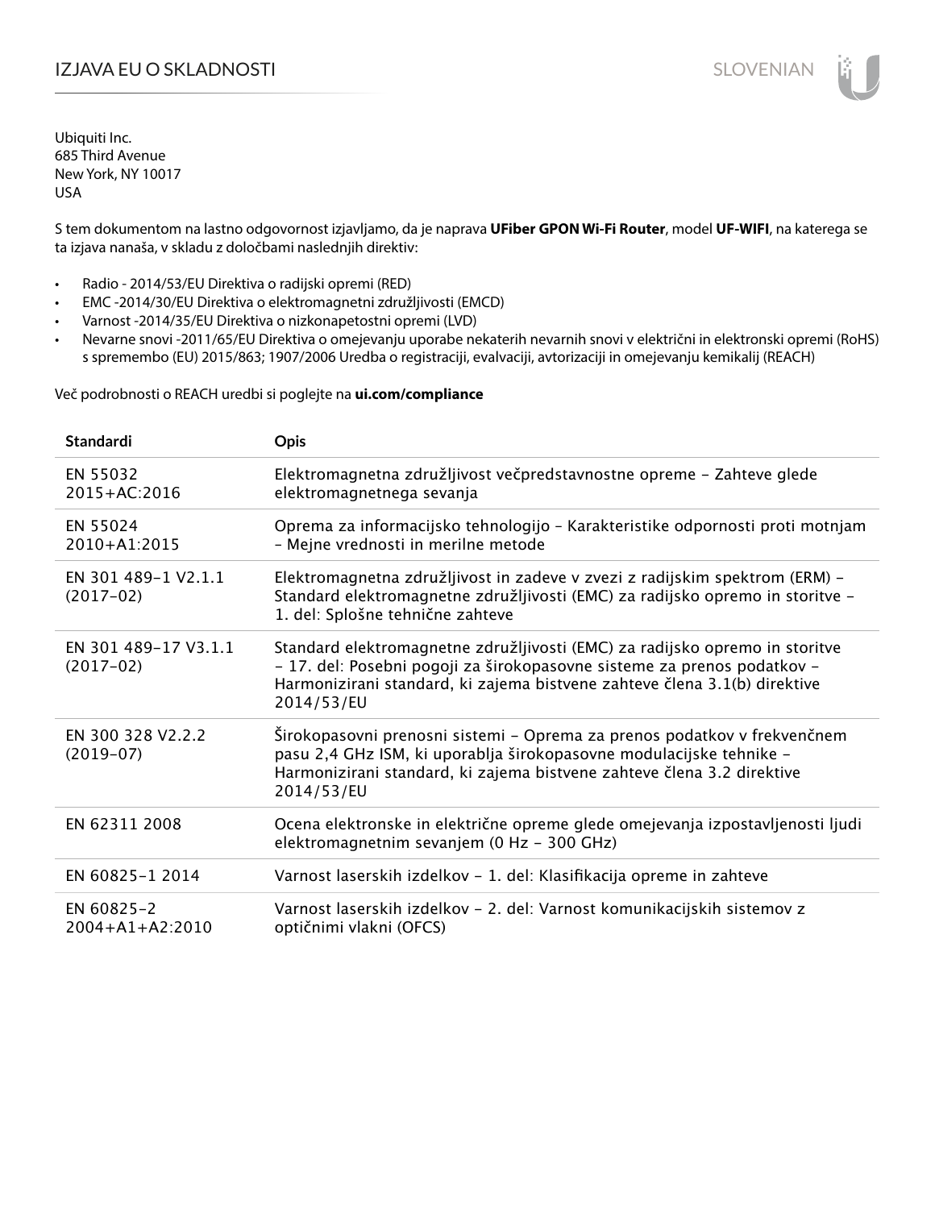# IZJAVA EU O SKLADNOSTI

Ubiquiti Inc.
685 Third Avenue
New York, NY 10017
USA

S tem dokumentom na lastno odgovornost izjavljamo, da je naprava **UFiber GPON Wi-Fi Router**, model **UF-WIFI**, na katerega se ta izjava nanaša, v skladu z določbami naslednjih direktiv:

- Radio - 2014/53/EU Direktiva o radijski opremi (RED)
- EMC -2014/30/EU Direktiva o elektromagnetni združljivosti (EMCD)
- Varnost -2014/35/EU Direktiva o nizkonapetostni opremi (LVD)
- Nevarne snovi -2011/65/EU Direktiva o omejevanju uporabe nekaterih nevarnih snovi v električni in elektronski opremi (RoHS) s spremembo (EU) 2015/863; 1907/2006 Uredba o registraciji, evalvaciji, avtorizaciji in omejevanju kemikalij (REACH)

Več podrobnosti o REACH uredbi si poglejte na **ui.com/compliance**

| Standardi | Opis |
|---|---|
| EN 55032 2015+AC:2016 | Elektromagnetna združljivost večpredstavnostne opreme – Zahteve glede elektromagnetnega sevanja |
| EN 55024 2010+A1:2015 | Oprema za informacijsko tehnologijo – Karakteristike odpornosti proti motnjam – Mejne vrednosti in merilne metode |
| EN 301 489-1 V2.1.1 (2017-02) | Elektromagnetna združljivost in zadeve v zvezi z radijskim spektrom (ERM) – Standard elektromagnetne združljivosti (EMC) za radijsko opremo in storitve – 1. del: Splošne tehnične zahteve |
| EN 301 489-17 V3.1.1 (2017-02) | Standard elektromagnetne združljivosti (EMC) za radijsko opremo in storitve – 17. del: Posebni pogoji za širokopasovne sisteme za prenos podatkov – Harmonizirani standard, ki zajema bistvene zahteve člena 3.1(b) direktive 2014/53/EU |
| EN 300 328 V2.2.2 (2019-07) | Širokopasovni prenosni sistemi – Oprema za prenos podatkov v frekvenčnem pasu 2,4 GHz ISM, ki uporablja širokopasovne modulacijske tehnike – Harmonizirani standard, ki zajema bistvene zahteve člena 3.2 direktive 2014/53/EU |
| EN 62311 2008 | Ocena elektronske in električne opreme glede omejevanja izpostavljenosti ljudi elektromagnetnim sevanjem (0 Hz – 300 GHz) |
| EN 60825-1 2014 | Varnost laserskih izdelkov – 1. del: Klasifikacija opreme in zahteve |
| EN 60825-2 2004+A1+A2:2010 | Varnost laserskih izdelkov – 2. del: Varnost komunikacijskih sistemov z optičnimi vlakni (OFCS) |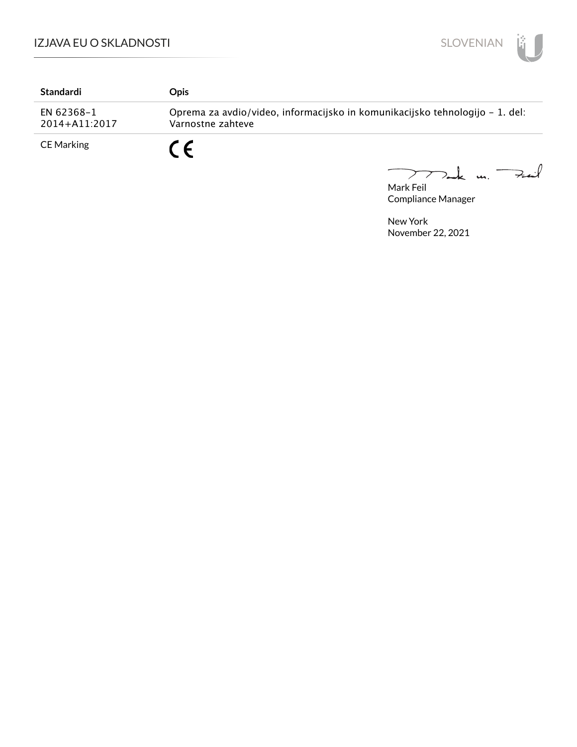| Standardi | Opis |
| --- | --- |
| EN 62368-1 2014+A11:2017 | Oprema za avdio/video, informacijsko in komunikacijsko tehnologijo – 1. del: Varnostne zahteve |
| CE Marking | CE |

Mark Feil
Compliance Manager

New York
November 22, 2021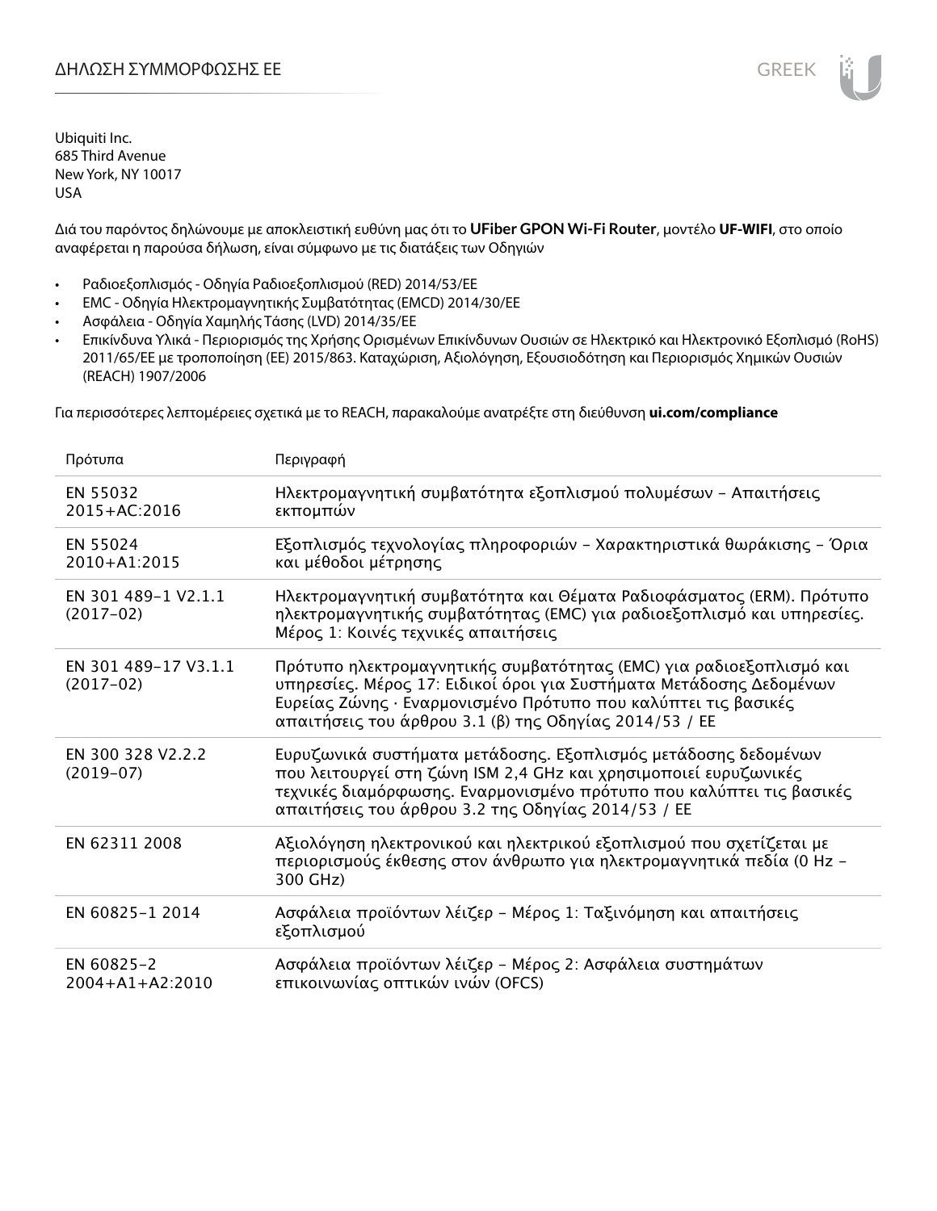# ΔΗΛΩΣΗ ΣΥΜΜΟΡΦΩΣΗΣ ΕΕ

Ubiquiti Inc.
685 Third Avenue
New York, NY 10017
USA

Διά του παρόντος δηλώνουμε με αποκλειστική ευθύνη μας ότι το **UFiber GPON Wi-Fi Router**, μοντέλο **UF-WIFI**, στο οποίο αναφέρεται η παρούσα δήλωση, είναι σύμφωνο με τις διατάξεις των Οδηγιών

- Ραδιοεξοπλισμός - Οδηγία Ραδιοεξοπλισμού (RED) 2014/53/ΕΕ
- EMC - Οδηγία Ηλεκτρομαγνητικής Συμβατότητας (EMCD) 2014/30/ΕΕ
- Ασφάλεια - Οδηγία Χαμηλής Τάσης (LVD) 2014/35/ΕΕ
- Επικίνδυνα Υλικά - Περιορισμός της Χρήσης Ορισμένων Επικίνδυνων Ουσιών σε Ηλεκτρικό και Ηλεκτρονικό Εξοπλισμό (RoHS) 2011/65/ΕΕ με τροποποίηση (ΕΕ) 2015/863. Καταχώριση, Αξιολόγηση, Εξουσιοδότηση και Περιορισμός Χημικών Ουσιών (REACH) 1907/2006

Για περισσότερες λεπτομέρειες σχετικά με το REACH, παρακαλούμε ανατρέξτε στη διεύθυνση **ui.com/compliance**

| Πρότυπα | Περιγραφή |
|---|---|
| EN 55032 2015+AC:2016 | Ηλεκτρομαγνητική συμβατότητα εξοπλισμού πολυμέσων – Απαιτήσεις εκπομπών |
| EN 55024 2010+A1:2015 | Εξοπλισμός τεχνολογίας πληροφοριών – Χαρακτηριστικά θωράκισης – Όρια και μέθοδοι μέτρησης |
| EN 301 489-1 V2.1.1 (2017-02) | Ηλεκτρομαγνητική συμβατότητα και Θέματα Ραδιοφάσματος (ERM). Πρότυπο ηλεκτρομαγνητικής συμβατότητας (EMC) για ραδιοεξοπλισμό και υπηρεσίες. Μέρος 1: Κοινές τεχνικές απαιτήσεις |
| EN 301 489-17 V3.1.1 (2017-02) | Πρότυπο ηλεκτρομαγνητικής συμβατότητας (EMC) για ραδιοεξοπλισμό και υπηρεσίες. Μέρος 17: Ειδικοί όροι για Συστήματα Μετάδοσης Δεδομένων Ευρείας Ζώνης · Εναρμονισμένο Πρότυπο που καλύπτει τις βασικές απαιτήσεις του άρθρου 3.1 (β) της Οδηγίας 2014/53 / ΕΕ |
| EN 300 328 V2.2.2 (2019-07) | Ευρυζωνικά συστήματα μετάδοσης. Εξοπλισμός μετάδοσης δεδομένων που λειτουργεί στη ζώνη ISM 2,4 GHz και χρησιμοποιεί ευρυζωνικές τεχνικές διαμόρφωσης. Εναρμονισμένο πρότυπο που καλύπτει τις βασικές απαιτήσεις του άρθρου 3.2 της Οδηγίας 2014/53 / ΕΕ |
| EN 62311 2008 | Αξιολόγηση ηλεκτρονικού και ηλεκτρικού εξοπλισμού που σχετίζεται με περιορισμούς έκθεσης στον άνθρωπο για ηλεκτρομαγνητικά πεδία (0 Hz – 300 GHz) |
| EN 60825-1 2014 | Ασφάλεια προϊόντων λέιζερ – Μέρος 1: Ταξινόμηση και απαιτήσεις εξοπλισμού |
| EN 60825-2 2004+A1+A2:2010 | Ασφάλεια προϊόντων λέιζερ – Μέρος 2: Ασφάλεια συστημάτων επικοινωνίας οπτικών ινών (OFCS) |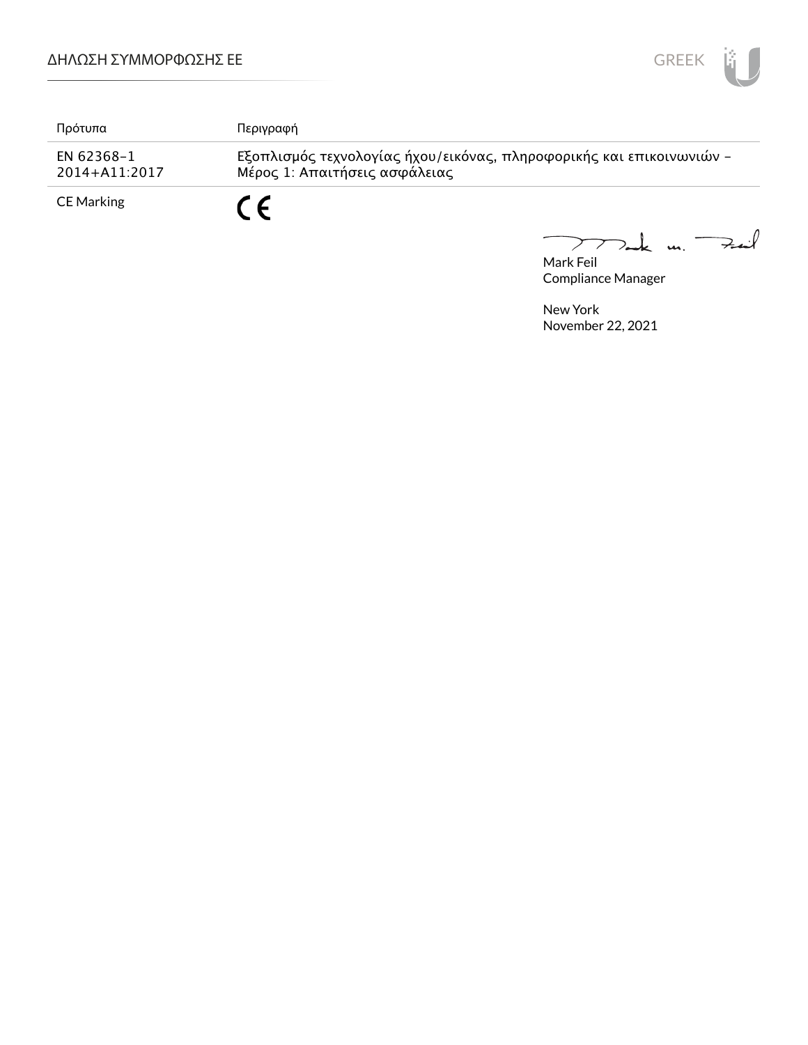| Πρότυπα | Περιγραφή |
| --- | --- |
| EN 62368-1 2014+A11:2017 | Εξοπλισμός τεχνολογίας ήχου/εικόνας, πληροφορικής και επικοινωνιών – Μέρος 1: Απαιτήσεις ασφάλειας |
| CE Marking | CE |

Mark Feil
Compliance Manager

New York
November 22, 2021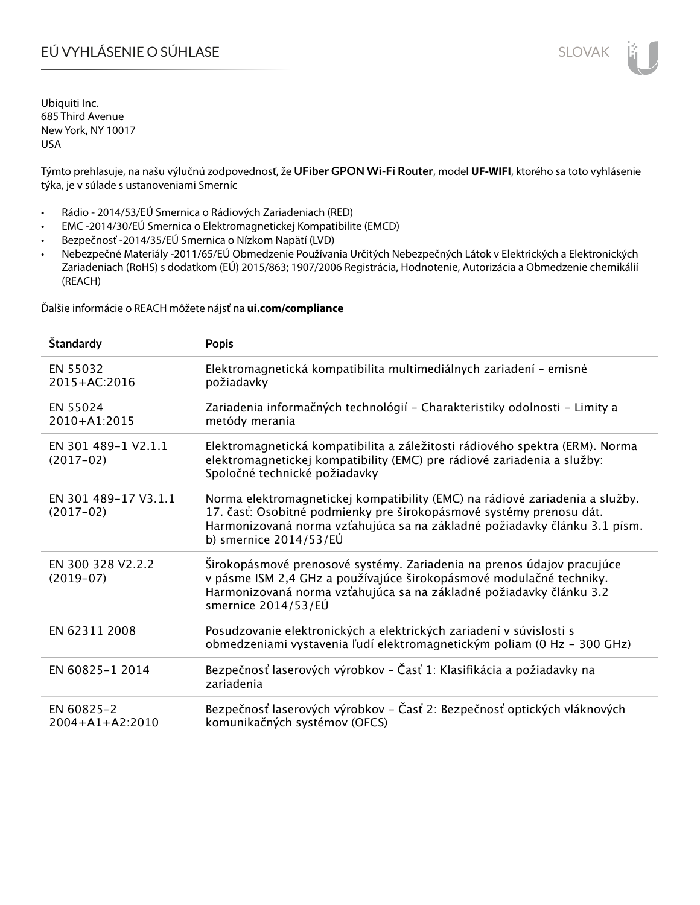# EÚ VYHLÁSENIE O SÚHLASE

Ubiquiti Inc.
685 Third Avenue
New York, NY 10017
USA

Týmto prehlasuje, na našu výlučnú zodpovednosť, že **UFiber GPON Wi-Fi Router**, model **UF-WIFI**, ktorého sa toto vyhlásenie týka, je v súlade s ustanoveniami Smerníc

- Rádio - 2014/53/EÚ Smernica o Rádiových Zariadeniach (RED)
- EMC -2014/30/EÚ Smernica o Elektromagnetickej Kompatibilite (EMCD)
- Bezpečnosť -2014/35/EÚ Smernica o Nízkom Napätí (LVD)
- Nebezpečné Materiály -2011/65/EÚ Obmedzenie Používania Určitých Nebezpečných Látok v Elektrických a Elektronických Zariadeniach (RoHS) s dodatkom (EÚ) 2015/863; 1907/2006 Registrácia, Hodnotenie, Autorizácia a Obmedzenie chemikálií (REACH)

Ďalšie informácie o REACH môžete nájsť na **ui.com/compliance**

| Štandardy | Popis |
|---|---|
| EN 55032 2015+AC:2016 | Elektromagnetická kompatibilita multimediálnych zariadení – emisné požiadavky |
| EN 55024 2010+A1:2015 | Zariadenia informačných technológií – Charakteristiky odolnosti – Limity a metódy merania |
| EN 301 489-1 V2.1.1 (2017-02) | Elektromagnetická kompatibilita a záležitosti rádiového spektra (ERM). Norma elektromagnetickej kompatibility (EMC) pre rádiové zariadenia a služby: Spoločné technické požiadavky |
| EN 301 489-17 V3.1.1 (2017-02) | Norma elektromagnetickej kompatibility (EMC) na rádiové zariadenia a služby. 17. časť: Osobitné podmienky pre širokopásmové systémy prenosu dát. Harmonizovaná norma vzťahujúca sa na základné požiadavky článku 3.1 písm. b) smernice 2014/53/EÚ |
| EN 300 328 V2.2.2 (2019-07) | Širokopásmové prenosové systémy. Zariadenia na prenos údajov pracujúce v pásme ISM 2,4 GHz a používajúce širokopásmové modulačné techniky. Harmonizovaná norma vzťahujúca sa na základné požiadavky článku 3.2 smernice 2014/53/EÚ |
| EN 62311 2008 | Posudzovanie elektronických a elektrických zariadení v súvislosti s obmedzeniami vystavenia ľudí elektromagnetickým poliam (0 Hz – 300 GHz) |
| EN 60825-1 2014 | Bezpečnosť laserových výrobkov – Časť 1: Klasifikácia a požiadavky na zariadenia |
| EN 60825-2 2004+A1+A2:2010 | Bezpečnosť laserových výrobkov – Časť 2: Bezpečnosť optických vláknových komunikačných systémov (OFCS) |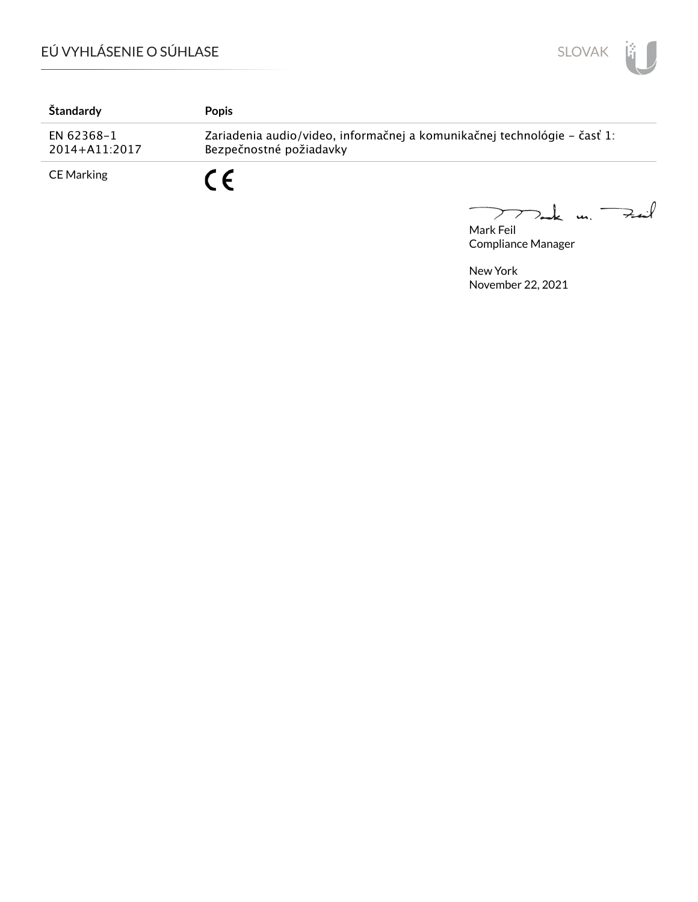| Štandardy | Popis |
| --- | --- |
| EN 62368-1 2014+A11:2017 | Zariadenia audio/video, informačnej a komunikačnej technológie – časť 1: Bezpečnostné požiadavky |
| CE Marking | CE |

Mark Feil
Compliance Manager

New York
November 22, 2021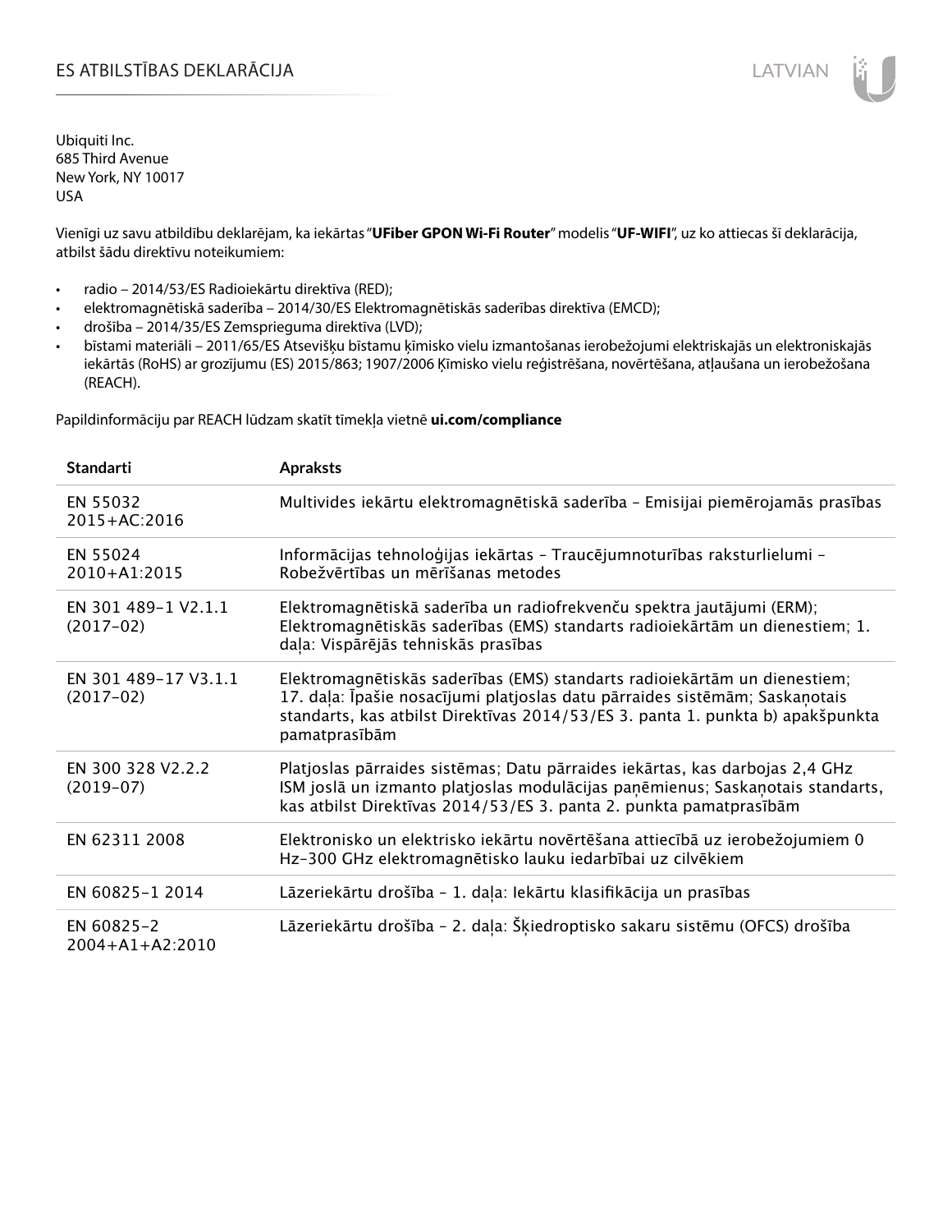# ES ATBILSTĪBAS DEKLARĀCIJA

Ubiquiti Inc.
685 Third Avenue
New York, NY 10017
USA

Vienīgi uz savu atbildību deklarējam, ka iekārtas "**UFiber GPON Wi-Fi Router**" modelis "**UF-WIFI**", uz ko attiecas šī deklarācija, atbilst šādu direktīvu noteikumiem:

- radio – 2014/53/ES Radioiekārtu direktīva (RED);
- elektromagnētiskā saderība – 2014/30/ES Elektromagnētiskās saderības direktīva (EMCD);
- drošība – 2014/35/ES Zemsprieguma direktīva (LVD);
- bīstami materiāli – 2011/65/ES Atsevišķu bīstamu ķīmisko vielu izmantošanas ierobežojumi elektriskajās un elektroniskajās iekārtās (RoHS) ar grozījumu (ES) 2015/863; 1907/2006 Ķīmisko vielu reģistrēšana, novērtēšana, atļaušana un ierobežošana (REACH).

Papildinformāciju par REACH lūdzam skatīt tīmekļa vietnē **ui.com/compliance**

| Standarti | Apraksts |
|---|---|
| EN 55032 2015+AC:2016 | Multivides iekārtu elektromagnētiskā saderība – Emisijai piemērojamās prasības |
| EN 55024 2010+A1:2015 | Informācijas tehnoloģijas iekārtas – Traucējumnoturības raksturlielumi – Robežvērtības un mērīšanas metodes |
| EN 301 489-1 V2.1.1 (2017-02) | Elektromagnētiskā saderība un radiofrekvenču spektra jautājumi (ERM); Elektromagnētiskās saderības (EMS) standarts radioiekārtām un dienestiem; 1. daļa: Vispārējās tehniskās prasības |
| EN 301 489-17 V3.1.1 (2017-02) | Elektromagnētiskās saderības (EMS) standarts radioiekārtām un dienestiem; 17. daļa: Īpašie nosacījumi platjoslas datu pārraides sistēmām; Saskaņotais standarts, kas atbilst Direktīvas 2014/53/ES 3. panta 1. punkta b) apakšpunkta pamatprasībām |
| EN 300 328 V2.2.2 (2019-07) | Platjoslas pārraides sistēmas; Datu pārraides iekārtas, kas darbojas 2,4 GHz ISM joslā un izmanto platjoslas modulācijas paņēmienus; Saskaņotais standarts, kas atbilst Direktīvas 2014/53/ES 3. panta 2. punkta pamatprasībām |
| EN 62311 2008 | Elektronisko un elektrisko iekārtu novērtēšana attiecībā uz ierobežojumiem 0 Hz–300 GHz elektromagnētisko lauku iedarbībai uz cilvēkiem |
| EN 60825-1 2014 | Lāzeriekārtu drošība – 1. daļa: Iekārtu klasifikācija un prasības |
| EN 60825-2 2004+A1+A2:2010 | Lāzeriekārtu drošība – 2. daļa: Šķiedroptisko sakaru sistēmu (OFCS) drošība |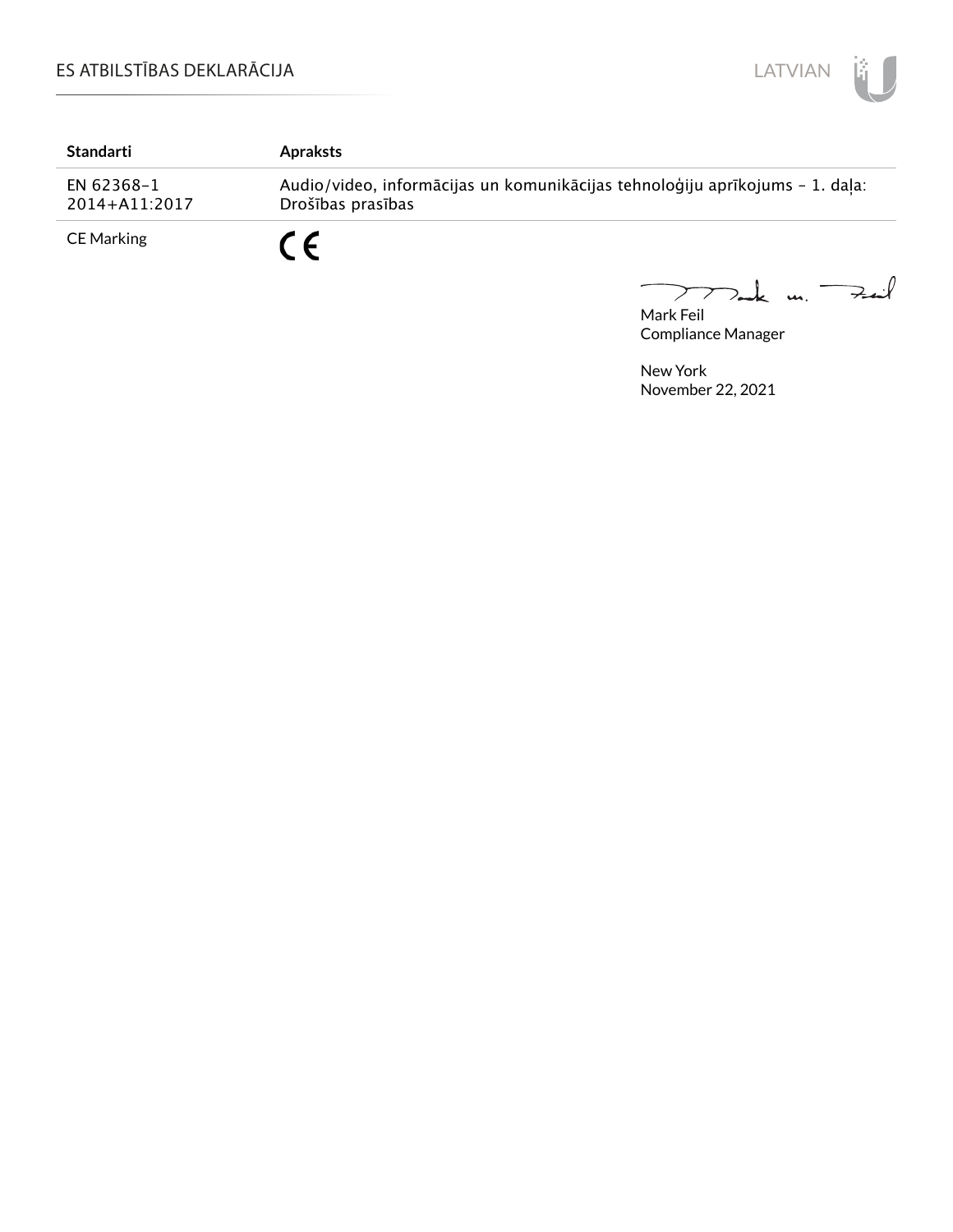# ES ATBILSTĪBAS DEKLARĀCIJA

| Standarti | Apraksts |
| --- | --- |
| EN 62368-1 2014+A11:2017 | Audio/video, informācijas un komunikācijas tehnoloģiju aprīkojums – 1. daļa: Drošības prasības |
| CE Marking | CE |

Mark Feil
Compliance Manager

New York
November 22, 2021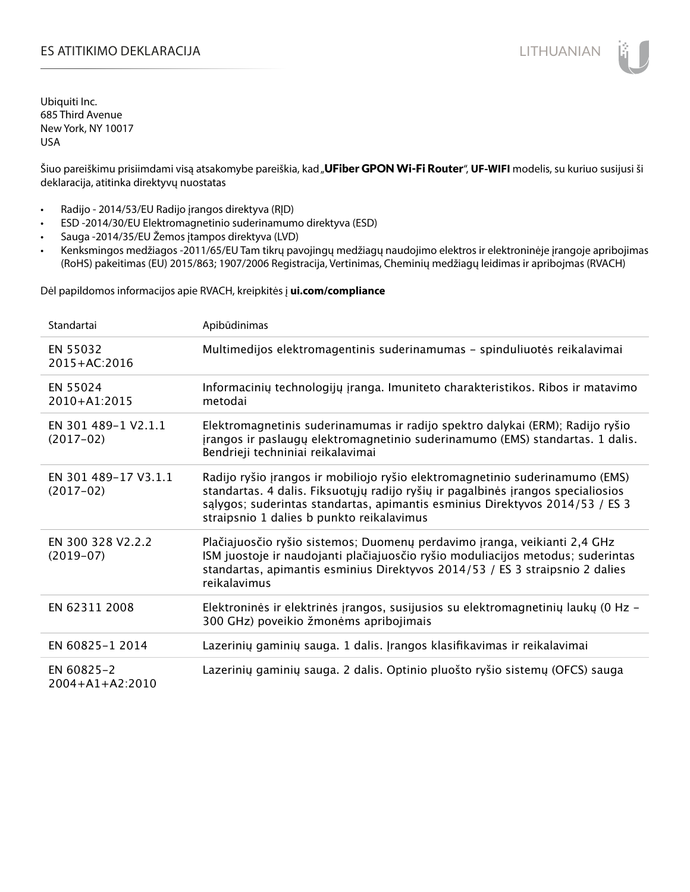# ES ATITIKIMO DEKLARACIJA

Ubiquiti Inc.
685 Third Avenue
New York, NY 10017
USA

Šiuo pareiškimu prisiimdami visą atsakomybe pareiškia, kad „**UFiber GPON Wi-Fi Router**“, **UF-WIFI** modelis, su kuriuo susijusi ši deklaracija, atitinka direktyvų nuostatas

- Radijo - 2014/53/EU Radijo įrangos direktyva (RĮD)
- ESD -2014/30/EU Elektromagnetinio suderinamumo direktyva (ESD)
- Sauga -2014/35/EU Žemos įtampos direktyva (LVD)
- Kenksmingos medžiagos -2011/65/EU Tam tikrų pavojingų medžiagų naudojimo elektros ir elektroninėje įrangoje apribojimas (RoHS) pakeitimas (EU) 2015/863; 1907/2006 Registracija, Vertinimas, Cheminių medžiagų leidimas ir apribojmas (RVACH)

Dėl papildomos informacijos apie RVACH, kreipkitės į **ui.com/compliance**

| Standartai | Apibūdinimas |
|---|---|
| EN 55032 2015+AC:2016 | Multimedijos elektromagentinis suderinamumas – spinduliuotės reikalavimai |
| EN 55024 2010+A1:2015 | Informacinių technologijų įranga. Imuniteto charakteristikos. Ribos ir matavimo metodai |
| EN 301 489-1 V2.1.1 (2017-02) | Elektromagnetinis suderinamumas ir radijo spektro dalykai (ERM); Radijo ryšio įrangos ir paslaugų elektromagnetinio suderinamumo (EMS) standartas. 1 dalis. Bendrieji techniniai reikalavimai |
| EN 301 489-17 V3.1.1 (2017-02) | Radijo ryšio įrangos ir mobiliojo ryšio elektromagnetinio suderinamumo (EMS) standartas. 4 dalis. Fiksuotųjų radijo ryšių ir pagalbinės įrangos specialiosios sąlygos; suderintas standartas, apimantis esminius Direktyvos 2014/53 / ES 3 straipsnio 1 dalies b punkto reikalavimus |
| EN 300 328 V2.2.2 (2019-07) | Plačiajuosčio ryšio sistemos; Duomenų perdavimo įranga, veikianti 2,4 GHz ISM juostoje ir naudojanti plačiajuosčio ryšio moduliacijos metodus; suderintas standartas, apimantis esminius Direktyvos 2014/53 / ES 3 straipsnio 2 dalies reikalavimus |
| EN 62311 2008 | Elektroninės ir elektrinės įrangos, susijusios su elektromagnetinių laukų (0 Hz – 300 GHz) poveikio žmonėms apribojimais |
| EN 60825-1 2014 | Lazerinių gaminių sauga. 1 dalis. Įrangos klasifikavimas ir reikalavimai |
| EN 60825-2 2004+A1+A2:2010 | Lazerinių gaminių sauga. 2 dalis. Optinio pluošto ryšio sistemų (OFCS) sauga |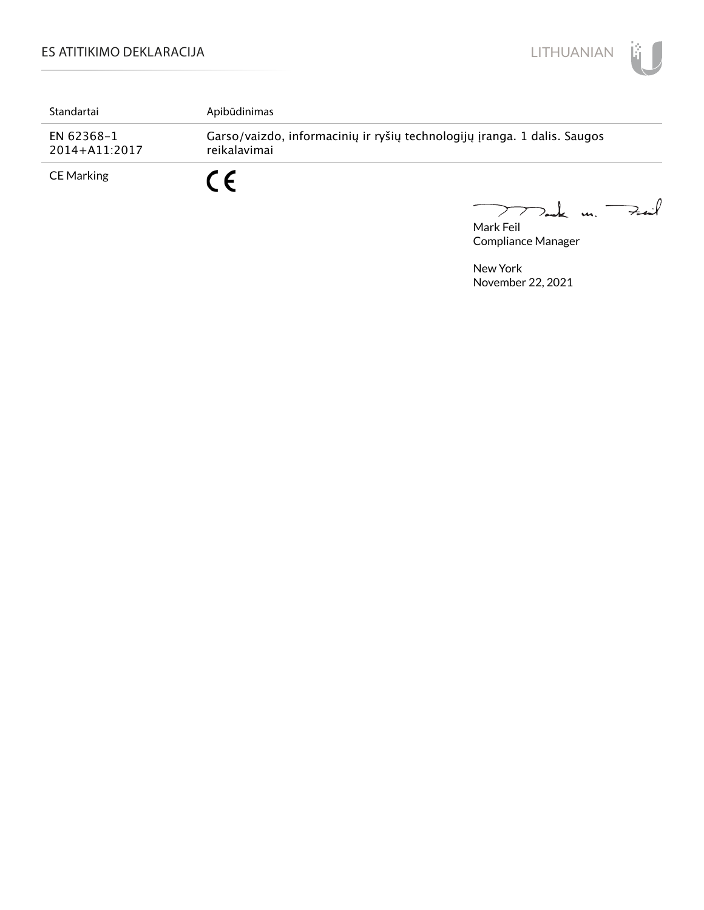| Standartai | Apibūdinimas |
|---|---|
| EN 62368-1 2014+A11:2017 | Garso/vaizdo, informacinių ir ryšių technologijų įranga. 1 dalis. Saugos reikalavimai |
| CE Marking | CE |

Mark Feil
Compliance Manager

New York
November 22, 2021